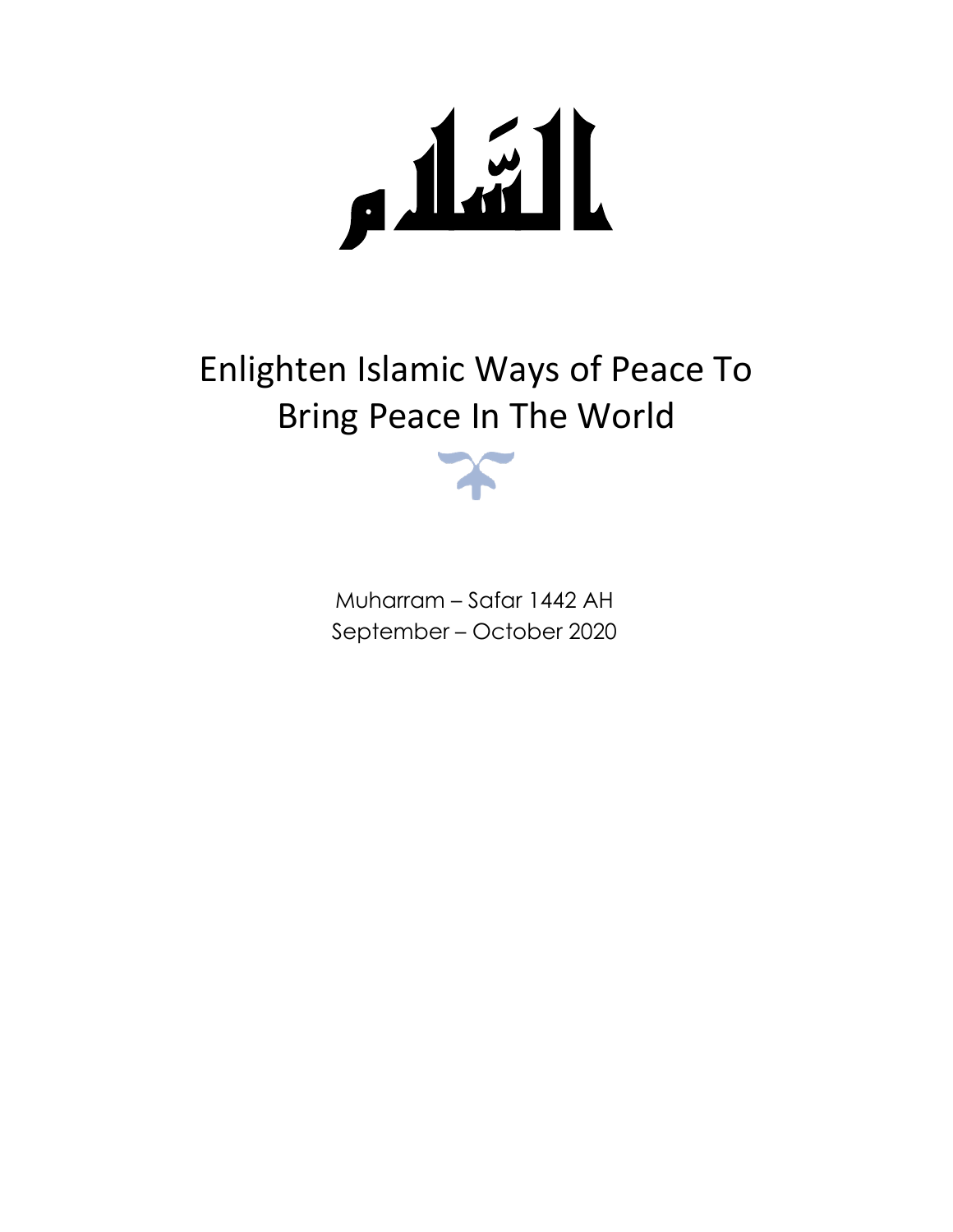# السّلام

# Enlighten Islamic Ways of Peace To Bring Peace In The World

Muharram – Safar 1442 AH
September – October 2020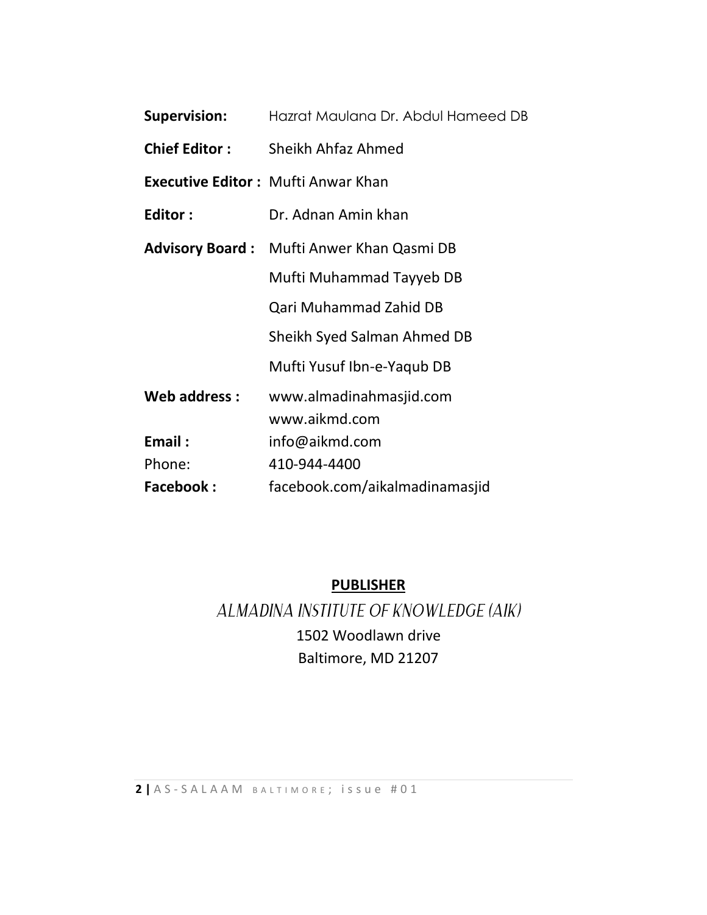**Supervision:** Hazrat Maulana Dr. Abdul Hameed DB

**Chief Editor :** Sheikh Ahfaz Ahmed

**Executive Editor :** Mufti Anwar Khan

**Editor :** Dr. Adnan Amin khan

**Advisory Board :** Mufti Anwer Khan Qasmi DB

Mufti Muhammad Tayyeb DB

Qari Muhammad Zahid DB

Sheikh Syed Salman Ahmed DB

Mufti Yusuf Ibn-e-Yaqub DB

**Web address :** www.almadinahmasjid.com

www.aikmd.com

**Email :** info@aikmd.com

Phone: 410-944-4400

**Facebook :** facebook.com/aikalmadinamasjid

**PUBLISHER**

*ALMADINA INSTITUTE OF KNOWLEDGE (AIK)*

1502 Woodlawn drive

Baltimore, MD 21207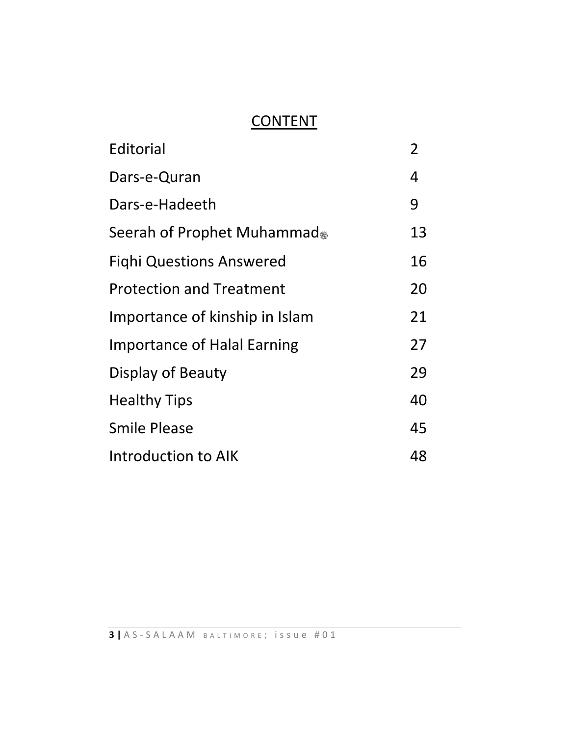# CONTENT

| | |
|---|---|
| Editorial | 2 |
| Dars-e-Quran | 4 |
| Dars-e-Hadeeth | 9 |
| Seerah of Prophet Muhammad ﷺ | 13 |
| Fiqhi Questions Answered | 16 |
| Protection and Treatment | 20 |
| Importance of kinship in Islam | 21 |
| Importance of Halal Earning | 27 |
| Display of Beauty | 29 |
| Healthy Tips | 40 |
| Smile Please | 45 |
| Introduction to AIK | 48 |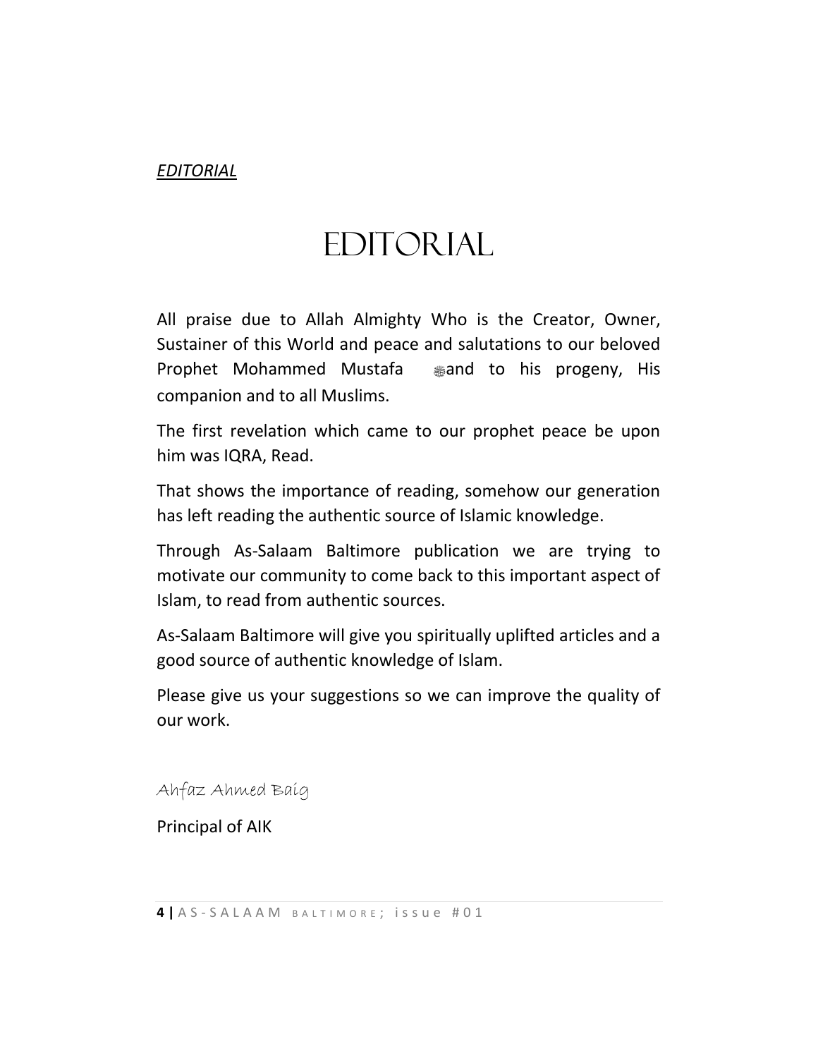*EDITORIAL*

# EDITORIAL

All praise due to Allah Almighty Who is the Creator, Owner, Sustainer of this World and peace and salutations to our beloved Prophet Mohammed Mustafa ﷺ and to his progeny, His companion and to all Muslims.

The first revelation which came to our prophet peace be upon him was IQRA, Read.

That shows the importance of reading, somehow our generation has left reading the authentic source of Islamic knowledge.

Through As-Salaam Baltimore publication we are trying to motivate our community to come back to this important aspect of Islam, to read from authentic sources.

As-Salaam Baltimore will give you spiritually uplifted articles and a good source of authentic knowledge of Islam.

Please give us your suggestions so we can improve the quality of our work.

Ahfaz Ahmed Baig

Principal of AIK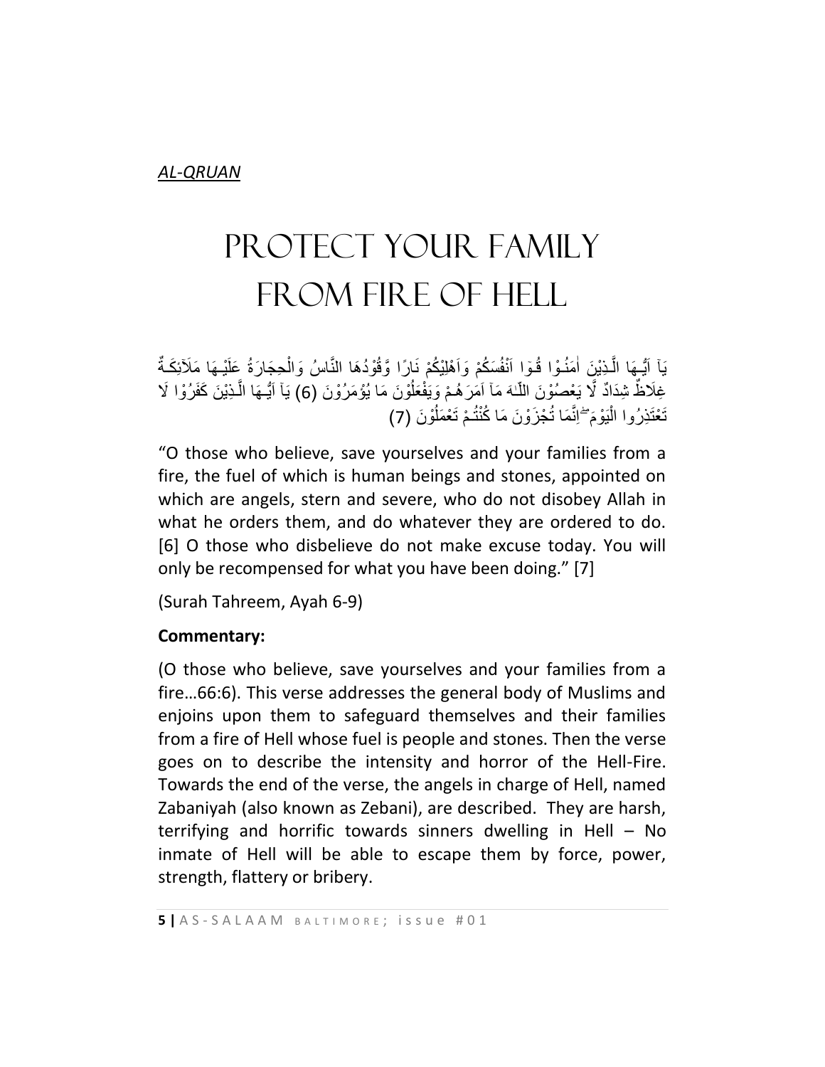*AL-QRUAN*

# PROTECT YOUR FAMILY FROM FIRE OF HELL

يَآ اَيُّـهَا الَّـذِيْنَ اٰمَنُـوْا قُـوٓا اَنْفُسَكُمْ وَاَهْلِيْكُمْ نَارًا وَّقُوْدُهَا النَّاسُ وَالْحِجَارَةُ عَلَيْـهَا مَلَآئِكَـةٌ غِلَاظٌ شِدَادٌ لَّا يَعْصُوْنَ اللّـٰهَ مَآ اَمَرَهُـمْ وَيَفْعَلُوْنَ مَا يُؤْمَرُوْنَ (6) يَآ اَيُّـهَا الَّـذِيْنَ كَفَرُوْا لَا تَعْتَذِرُوا الْيَوْمَ ۖ اِنَّمَا تُجْزَوْنَ مَا كُنْتُـمْ تَعْمَلُوْنَ (7)

"O those who believe, save yourselves and your families from a fire, the fuel of which is human beings and stones, appointed on which are angels, stern and severe, who do not disobey Allah in what he orders them, and do whatever they are ordered to do. [6] O those who disbelieve do not make excuse today. You will only be recompensed for what you have been doing." [7]

(Surah Tahreem, Ayah 6-9)

**Commentary:**

(O those who believe, save yourselves and your families from a fire…66:6). This verse addresses the general body of Muslims and enjoins upon them to safeguard themselves and their families from a fire of Hell whose fuel is people and stones. Then the verse goes on to describe the intensity and horror of the Hell-Fire. Towards the end of the verse, the angels in charge of Hell, named Zabaniyah (also known as Zebani), are described. They are harsh, terrifying and horrific towards sinners dwelling in Hell – No inmate of Hell will be able to escape them by force, power, strength, flattery or bribery.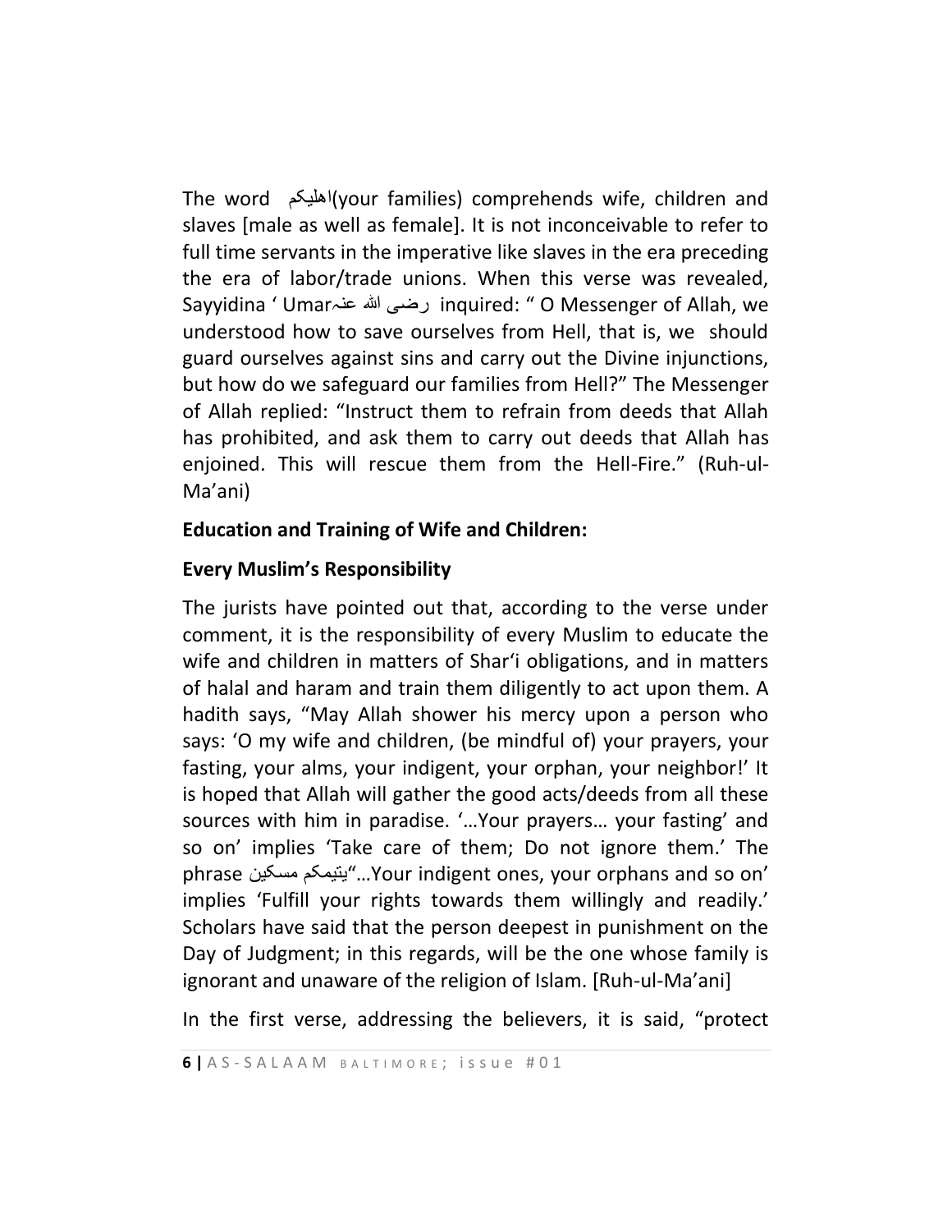The word اهليكم(your families) comprehends wife, children and slaves [male as well as female]. It is not inconceivable to refer to full time servants in the imperative like slaves in the era preceding the era of labor/trade unions. When this verse was revealed, Sayyidina ' Umarرضی اللہ عنہ inquired: " O Messenger of Allah, we understood how to save ourselves from Hell, that is, we should guard ourselves against sins and carry out the Divine injunctions, but how do we safeguard our families from Hell?" The Messenger of Allah replied: "Instruct them to refrain from deeds that Allah has prohibited, and ask them to carry out deeds that Allah has enjoined. This will rescue them from the Hell-Fire." (Ruh-ul-Ma'ani)

**Education and Training of Wife and Children:**

**Every Muslim's Responsibility**

The jurists have pointed out that, according to the verse under comment, it is the responsibility of every Muslim to educate the wife and children in matters of Shar'i obligations, and in matters of halal and haram and train them diligently to act upon them. A hadith says, "May Allah shower his mercy upon a person who says: 'O my wife and children, (be mindful of) your prayers, your fasting, your alms, your indigent, your orphan, your neighbor!' It is hoped that Allah will gather the good acts/deeds from all these sources with him in paradise. '…Your prayers… your fasting' and so on' implies 'Take care of them; Do not ignore them.' The phrase يتيمكم مسكين"…Your indigent ones, your orphans and so on' implies 'Fulfill your rights towards them willingly and readily.' Scholars have said that the person deepest in punishment on the Day of Judgment; in this regards, will be the one whose family is ignorant and unaware of the religion of Islam. [Ruh-ul-Ma'ani]

In the first verse, addressing the believers, it is said, "protect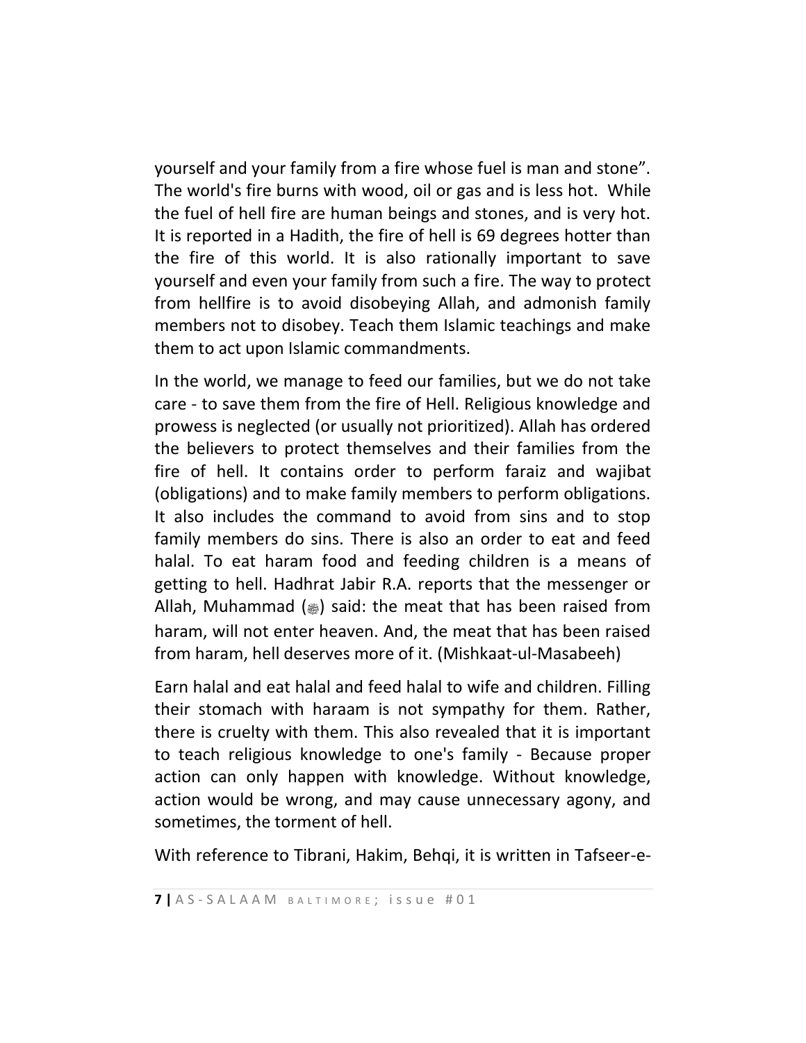yourself and your family from a fire whose fuel is man and stone". The world's fire burns with wood, oil or gas and is less hot. While the fuel of hell fire are human beings and stones, and is very hot. It is reported in a Hadith, the fire of hell is 69 degrees hotter than the fire of this world. It is also rationally important to save yourself and even your family from such a fire. The way to protect from hellfire is to avoid disobeying Allah, and admonish family members not to disobey. Teach them Islamic teachings and make them to act upon Islamic commandments.

In the world, we manage to feed our families, but we do not take care - to save them from the fire of Hell. Religious knowledge and prowess is neglected (or usually not prioritized). Allah has ordered the believers to protect themselves and their families from the fire of hell. It contains order to perform faraiz and wajibat (obligations) and to make family members to perform obligations. It also includes the command to avoid from sins and to stop family members do sins. There is also an order to eat and feed halal. To eat haram food and feeding children is a means of getting to hell. Hadhrat Jabir R.A. reports that the messenger or Allah, Muhammad (ﷺ) said: the meat that has been raised from haram, will not enter heaven. And, the meat that has been raised from haram, hell deserves more of it. (Mishkaat-ul-Masabeeh)

Earn halal and eat halal and feed halal to wife and children. Filling their stomach with haraam is not sympathy for them. Rather, there is cruelty with them. This also revealed that it is important to teach religious knowledge to one's family - Because proper action can only happen with knowledge. Without knowledge, action would be wrong, and may cause unnecessary agony, and sometimes, the torment of hell.

With reference to Tibrani, Hakim, Behqi, it is written in Tafseer-e-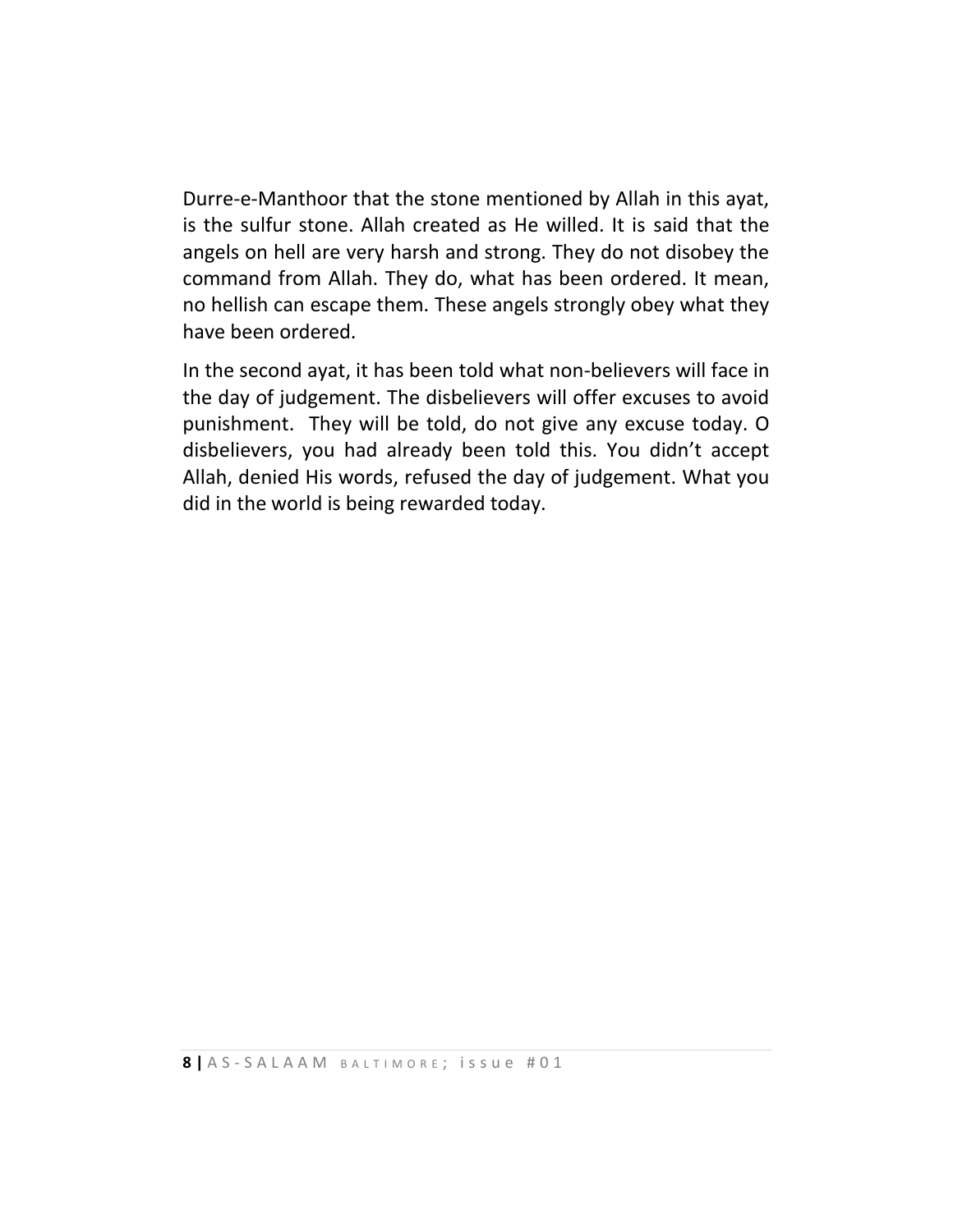Durre-e-Manthoor that the stone mentioned by Allah in this ayat, is the sulfur stone. Allah created as He willed. It is said that the angels on hell are very harsh and strong. They do not disobey the command from Allah. They do, what has been ordered. It mean, no hellish can escape them. These angels strongly obey what they have been ordered.

In the second ayat, it has been told what non-believers will face in the day of judgement. The disbelievers will offer excuses to avoid punishment. They will be told, do not give any excuse today. O disbelievers, you had already been told this. You didn't accept Allah, denied His words, refused the day of judgement. What you did in the world is being rewarded today.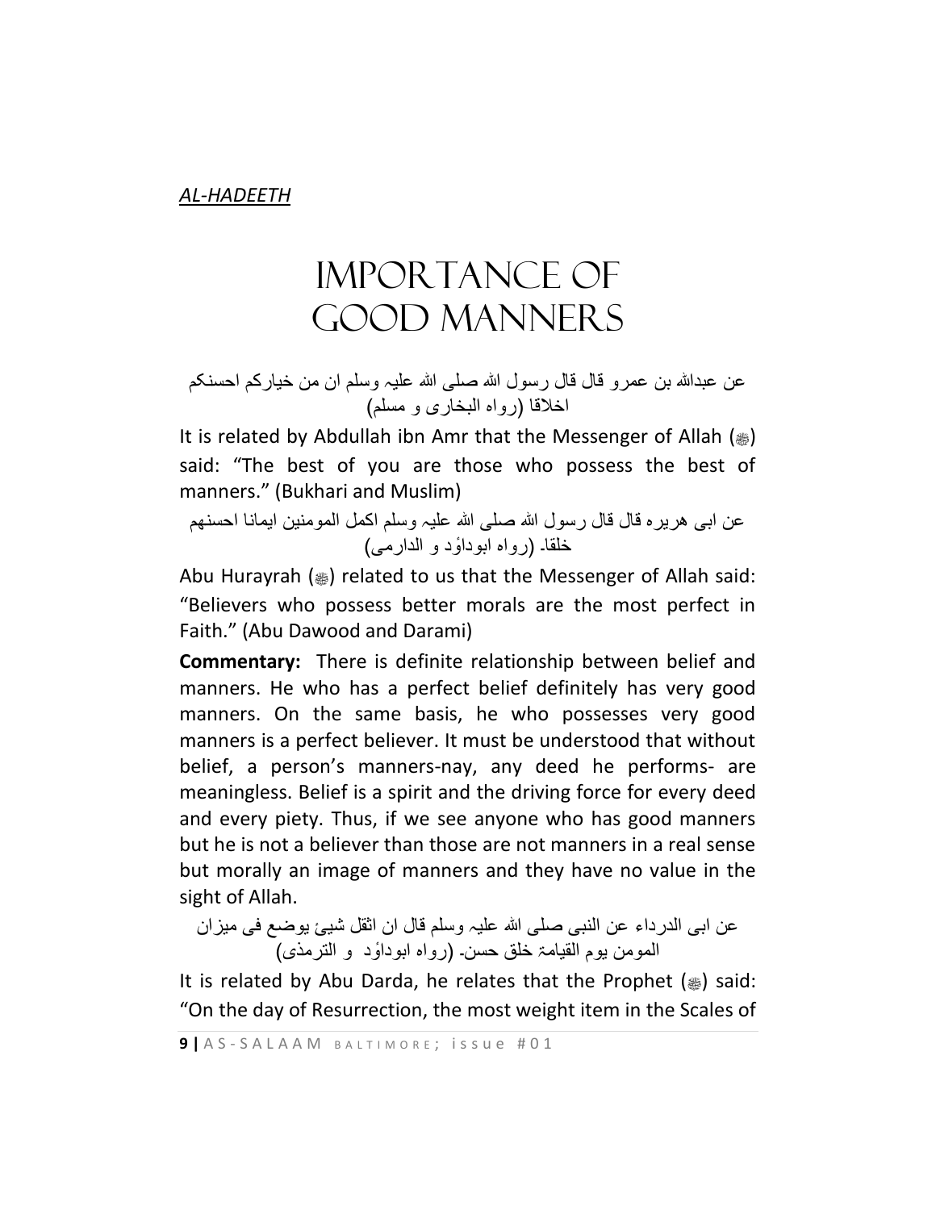*AL-HADEETH*

# IMPORTANCE OF GOOD MANNERS

عن عبدالله بن عمرو قال قال رسول الله صلى الله علیہ وسلم ان من خیارکم احسنکم اخلاقا (رواہ البخاری و مسلم)

It is related by Abdullah ibn Amr that the Messenger of Allah (ﷺ) said: “The best of you are those who possess the best of manners.” (Bukhari and Muslim)

عن ابی ہریرہ قال قال رسول الله صلى الله علیہ وسلم اکمل المومنین ایمانا احسنهم خلقا۔ (رواہ ابوداؤد و الدارمی)

Abu Hurayrah (ﷺ) related to us that the Messenger of Allah said: “Believers who possess better morals are the most perfect in Faith.” (Abu Dawood and Darami)

**Commentary:** There is definite relationship between belief and manners. He who has a perfect belief definitely has very good manners. On the same basis, he who possesses very good manners is a perfect believer. It must be understood that without belief, a person’s manners-nay, any deed he performs- are meaningless. Belief is a spirit and the driving force for every deed and every piety. Thus, if we see anyone who has good manners but he is not a believer than those are not manners in a real sense but morally an image of manners and they have no value in the sight of Allah.

عن ابی الدرداء عن النبی صلى الله علیہ وسلم قال ان اثقل شیئ یوضع فی میزان المومن یوم القیامۃ خلق حسن۔ (رواہ ابوداؤد و الترمذی)

It is related by Abu Darda, he relates that the Prophet (ﷺ) said: “On the day of Resurrection, the most weight item in the Scales of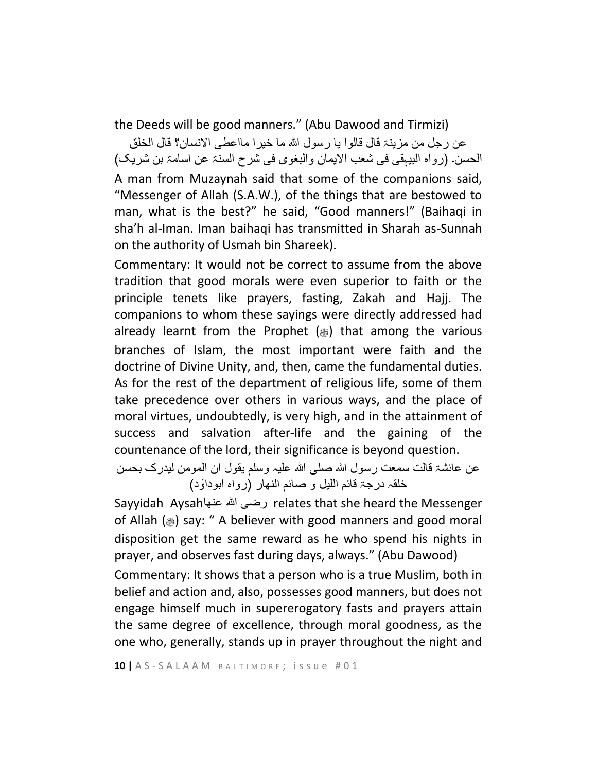the Deeds will be good manners." (Abu Dawood and Tirmizi)

عن رجل من مزینۃ قال قالوا یا رسول اللہ ما خیرا مااعطی الانسان؟ قال الخلق الحسن۔ (رواہ البیہقی فی شعب الایمان والبغوی فی شرح السنۃ عن اسامۃ بن شریک)

A man from Muzaynah said that some of the companions said, "Messenger of Allah (S.A.W.), of the things that are bestowed to man, what is the best?" he said, "Good manners!" (Baihaqi in sha'h al-Iman. Iman baihaqi has transmitted in Sharah as-Sunnah on the authority of Usmah bin Shareek).

Commentary: It would not be correct to assume from the above tradition that good morals were even superior to faith or the principle tenets like prayers, fasting, Zakah and Hajj. The companions to whom these sayings were directly addressed had already learnt from the Prophet (ﷺ) that among the various branches of Islam, the most important were faith and the doctrine of Divine Unity, and, then, came the fundamental duties. As for the rest of the department of religious life, some of them take precedence over others in various ways, and the place of moral virtues, undoubtedly, is very high, and in the attainment of success and salvation after-life and the gaining of the countenance of the lord, their significance is beyond question.

عن عائشۃ قالت سمعت رسول اللہ صلی اللہ علیہ وسلم یقول ان المومن لیدرک بحسن خلقہ درجۃ قائم اللیل و صائم النہار (رواہ ابوداؤد)

Sayyidah Aysahرضی اللہ عنہا relates that she heard the Messenger of Allah (ﷺ) say: " A believer with good manners and good moral disposition get the same reward as he who spend his nights in prayer, and observes fast during days, always." (Abu Dawood)

Commentary: It shows that a person who is a true Muslim, both in belief and action and, also, possesses good manners, but does not engage himself much in supererogatory fasts and prayers attain the same degree of excellence, through moral goodness, as the one who, generally, stands up in prayer throughout the night and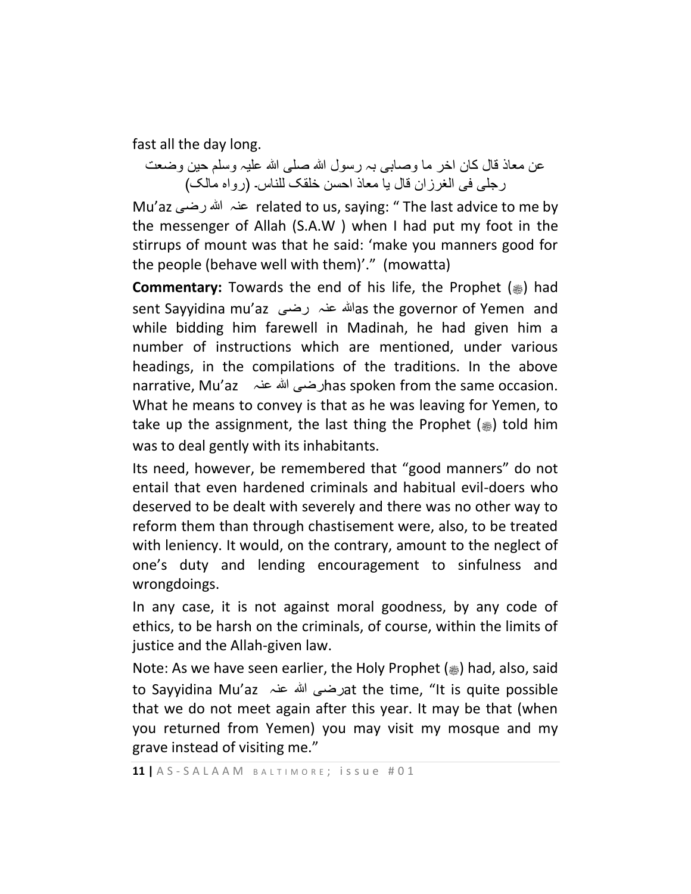fast all the day long.

عن معاذ قال كان اخر ما وصابى بہ رسول الله صلى الله عليہ وسلم حين وضعت رجلى فى الغرزان قال يا معاذ احسن خلقک للناس۔ (رواه مالک)

Mu'az رضی الله عنہ related to us, saying: " The last advice to me by the messenger of Allah (S.A.W ) when I had put my foot in the stirrups of mount was that he said: 'make you manners good for the people (behave well with them)'." (mowatta)

**Commentary:** Towards the end of his life, the Prophet (ﷺ) had sent Sayyidina mu'az رضی الله عنہ as the governor of Yemen and while bidding him farewell in Madinah, he had given him a number of instructions which are mentioned, under various headings, in the compilations of the traditions. In the above narrative, Mu'az رضی الله عنہ has spoken from the same occasion. What he means to convey is that as he was leaving for Yemen, to take up the assignment, the last thing the Prophet (ﷺ) told him was to deal gently with its inhabitants.

Its need, however, be remembered that "good manners" do not entail that even hardened criminals and habitual evil-doers who deserved to be dealt with severely and there was no other way to reform them than through chastisement were, also, to be treated with leniency. It would, on the contrary, amount to the neglect of one's duty and lending encouragement to sinfulness and wrongdoings.

In any case, it is not against moral goodness, by any code of ethics, to be harsh on the criminals, of course, within the limits of justice and the Allah-given law.

Note: As we have seen earlier, the Holy Prophet (ﷺ) had, also, said to Sayyidina Mu'az رضی الله عنہ at the time, "It is quite possible that we do not meet again after this year. It may be that (when you returned from Yemen) you may visit my mosque and my grave instead of visiting me."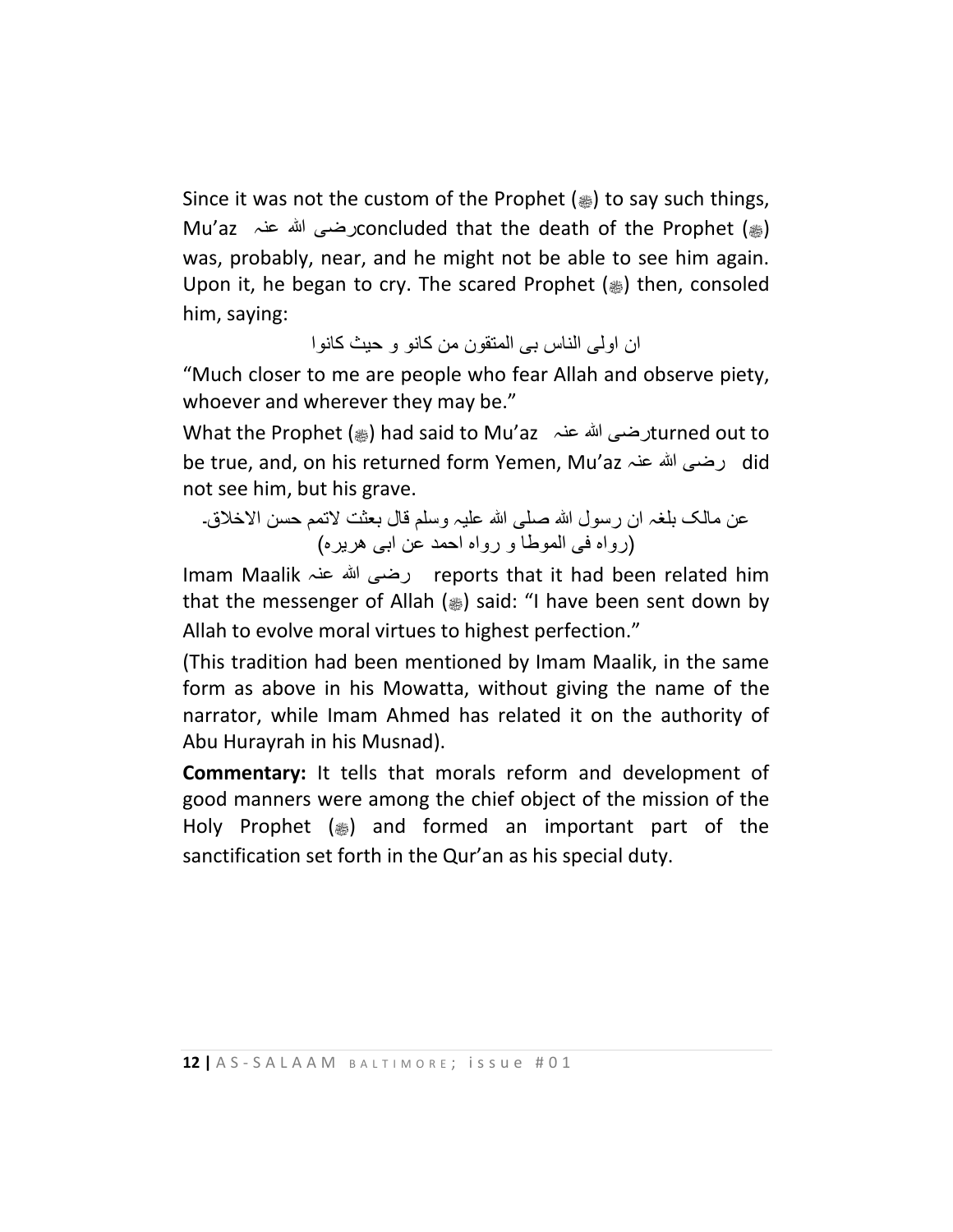Since it was not the custom of the Prophet (ﷺ) to say such things, Mu'az رضی اللہ عنہ concluded that the death of the Prophet (ﷺ) was, probably, near, and he might not be able to see him again. Upon it, he began to cry. The scared Prophet (ﷺ) then, consoled him, saying:

ان اولی الناس بی المتقون من کانو و حیث کانوا

"Much closer to me are people who fear Allah and observe piety, whoever and wherever they may be."

What the Prophet (ﷺ) had said to Mu'az رضی اللہ عنہ turned out to be true, and, on his returned form Yemen, Mu'az رضی اللہ عنہ did not see him, but his grave.

عن مالک بلغہ ان رسول اللہ صلی اللہ علیہ وسلم قال بعثت لاتمم حسن الاخلاق۔
(رواہ فی الموطا و رواہ احمد عن ابی ہریرہ)

Imam Maalik رضی اللہ عنہ reports that it had been related him that the messenger of Allah (ﷺ) said: "I have been sent down by Allah to evolve moral virtues to highest perfection."

(This tradition had been mentioned by Imam Maalik, in the same form as above in his Mowatta, without giving the name of the narrator, while Imam Ahmed has related it on the authority of Abu Hurayrah in his Musnad).

**Commentary:** It tells that morals reform and development of good manners were among the chief object of the mission of the Holy Prophet (ﷺ) and formed an important part of the sanctification set forth in the Qur'an as his special duty.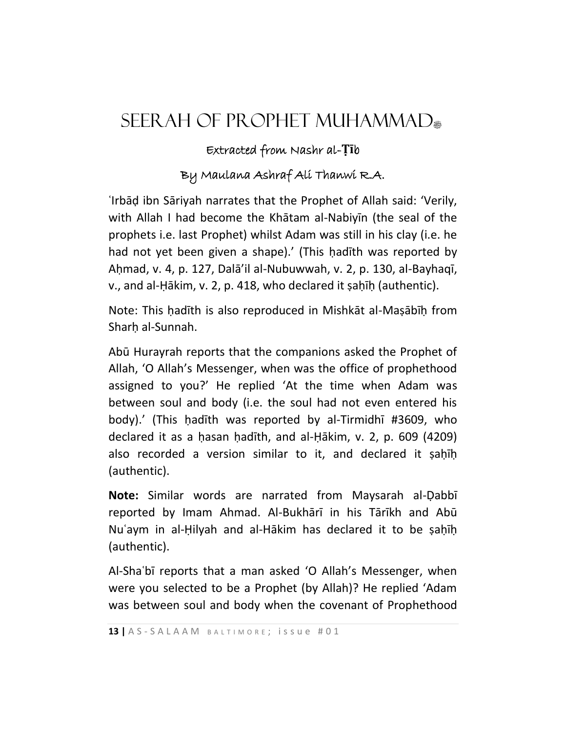# SEERAH OF PROPHET MUHAMMAD ﷺ

Extracted from Nashr al-Ṭīb

By Maulana Ashraf Ali Thanwi R.A.

ʿIrbāḍ ibn Sāriyah narrates that the Prophet of Allah said: 'Verily, with Allah I had become the Khātam al-Nabiyīn (the seal of the prophets i.e. last Prophet) whilst Adam was still in his clay (i.e. he had not yet been given a shape).' (This ḥadīth was reported by Aḥmad, v. 4, p. 127, Dalā'il al-Nubuwwah, v. 2, p. 130, al-Bayhaqī, v., and al-Ḥākim, v. 2, p. 418, who declared it ṣaḥīḥ (authentic).

Note: This ḥadīth is also reproduced in Mishkāt al-Maṣābīḥ from Sharḥ al-Sunnah.

Abū Hurayrah reports that the companions asked the Prophet of Allah, 'O Allah's Messenger, when was the office of prophethood assigned to you?' He replied 'At the time when Adam was between soul and body (i.e. the soul had not even entered his body).' (This ḥadīth was reported by al-Tirmidhī #3609, who declared it as a ḥasan ḥadīth, and al-Ḥākim, v. 2, p. 609 (4209) also recorded a version similar to it, and declared it ṣaḥīḥ (authentic).

**Note:** Similar words are narrated from Maysarah al-Ḍabbī reported by Imam Ahmad. Al-Bukhārī in his Tārīkh and Abū Nuʿaym in al-Ḥilyah and al-Hākim has declared it to be ṣaḥīḥ (authentic).

Al-Shaʿbī reports that a man asked 'O Allah's Messenger, when were you selected to be a Prophet (by Allah)? He replied 'Adam was between soul and body when the covenant of Prophethood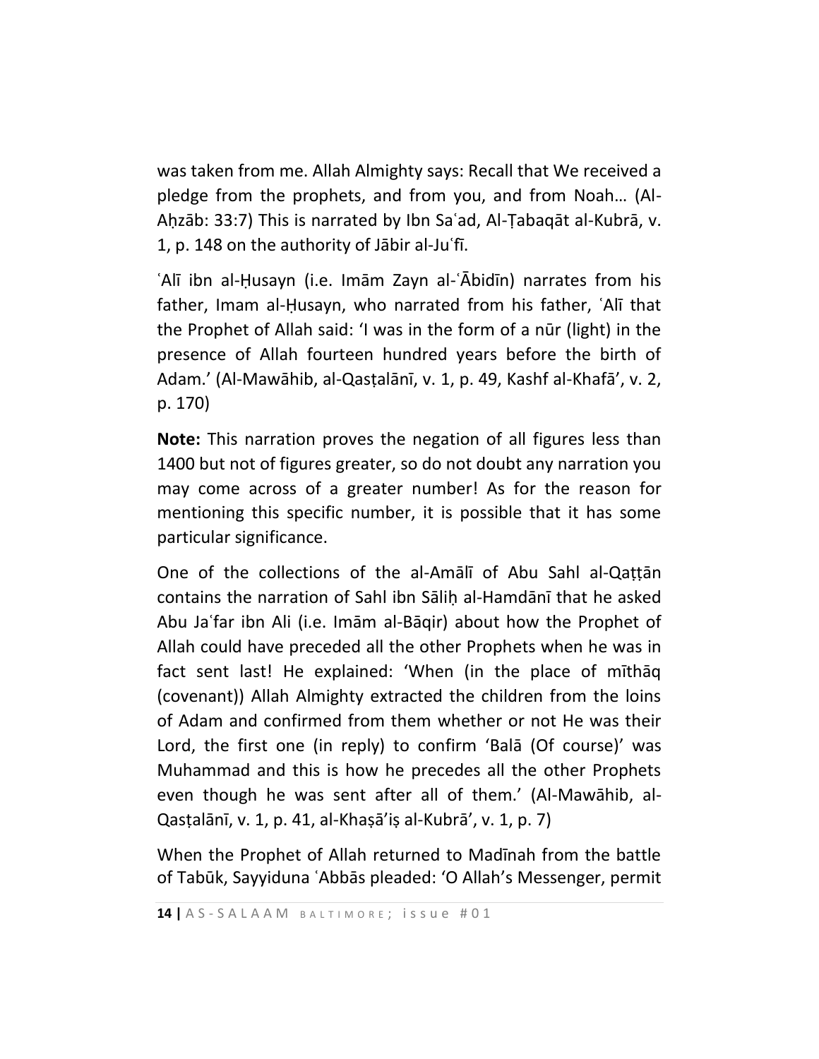was taken from me. Allah Almighty says: Recall that We received a pledge from the prophets, and from you, and from Noah… (Al-Aḥzāb: 33:7) This is narrated by Ibn Saʿad, Al-Ṭabaqāt al-Kubrā, v. 1, p. 148 on the authority of Jābir al-Juʿfī.

ʿAlī ibn al-Ḥusayn (i.e. Imām Zayn al-ʿĀbidīn) narrates from his father, Imam al-Ḥusayn, who narrated from his father, ʿAlī that the Prophet of Allah said: 'I was in the form of a nūr (light) in the presence of Allah fourteen hundred years before the birth of Adam.' (Al-Mawāhib, al-Qasṭalānī, v. 1, p. 49, Kashf al-Khafā', v. 2, p. 170)

**Note:** This narration proves the negation of all figures less than 1400 but not of figures greater, so do not doubt any narration you may come across of a greater number! As for the reason for mentioning this specific number, it is possible that it has some particular significance.

One of the collections of the al-Amālī of Abu Sahl al-Qaṭṭān contains the narration of Sahl ibn Sāliḥ al-Hamdānī that he asked Abu Jaʿfar ibn Ali (i.e. Imām al-Bāqir) about how the Prophet of Allah could have preceded all the other Prophets when he was in fact sent last! He explained: 'When (in the place of mīthāq (covenant)) Allah Almighty extracted the children from the loins of Adam and confirmed from them whether or not He was their Lord, the first one (in reply) to confirm 'Balā (Of course)' was Muhammad and this is how he precedes all the other Prophets even though he was sent after all of them.' (Al-Mawāhib, al-Qasṭalānī, v. 1, p. 41, al-Khaṣā'iṣ al-Kubrā', v. 1, p. 7)

When the Prophet of Allah returned to Madīnah from the battle of Tabūk, Sayyiduna ʿAbbās pleaded: 'O Allah's Messenger, permit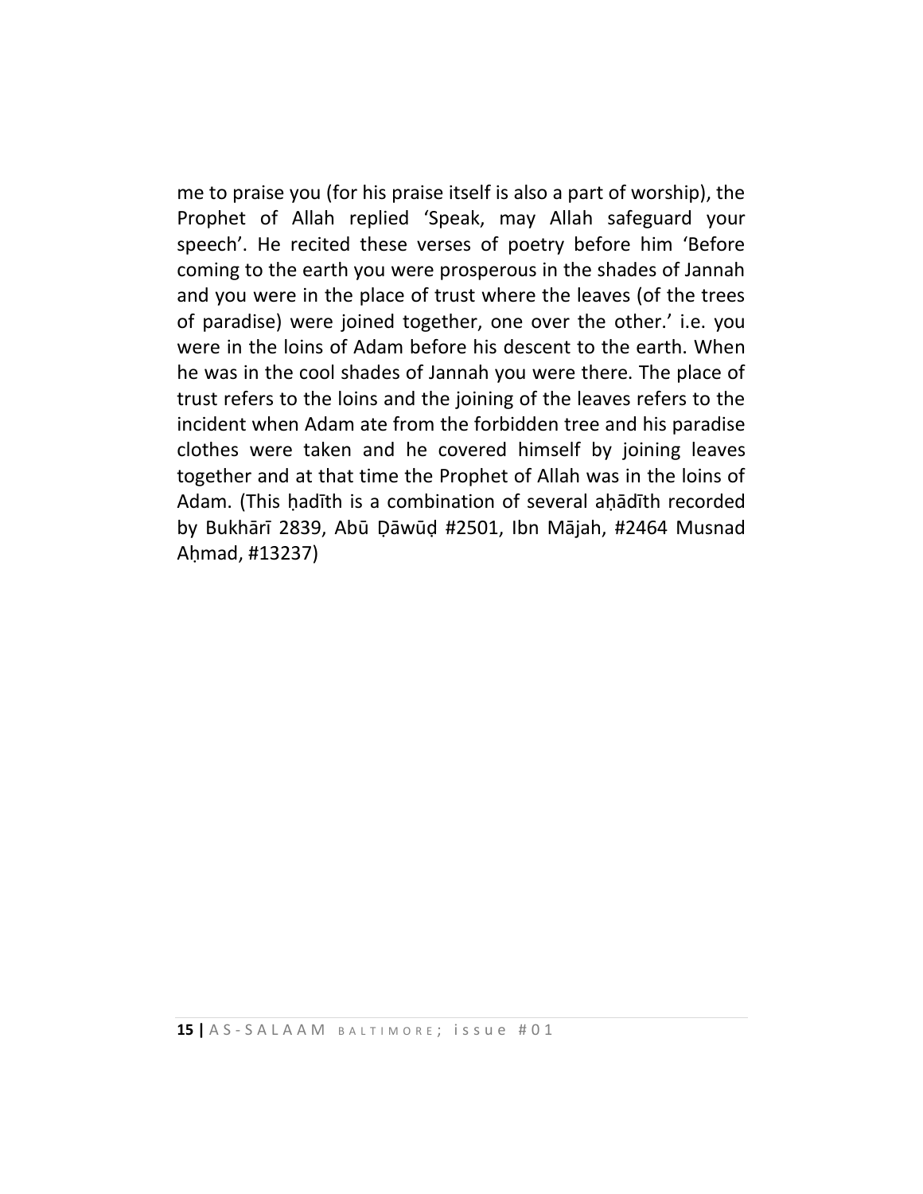me to praise you (for his praise itself is also a part of worship), the Prophet of Allah replied 'Speak, may Allah safeguard your speech'. He recited these verses of poetry before him 'Before coming to the earth you were prosperous in the shades of Jannah and you were in the place of trust where the leaves (of the trees of paradise) were joined together, one over the other.' i.e. you were in the loins of Adam before his descent to the earth. When he was in the cool shades of Jannah you were there. The place of trust refers to the loins and the joining of the leaves refers to the incident when Adam ate from the forbidden tree and his paradise clothes were taken and he covered himself by joining leaves together and at that time the Prophet of Allah was in the loins of Adam. (This ḥadīth is a combination of several aḥādīth recorded by Bukhārī 2839, Abū Ḍāwūḍ #2501, Ibn Mājah, #2464 Musnad Aḥmad, #13237)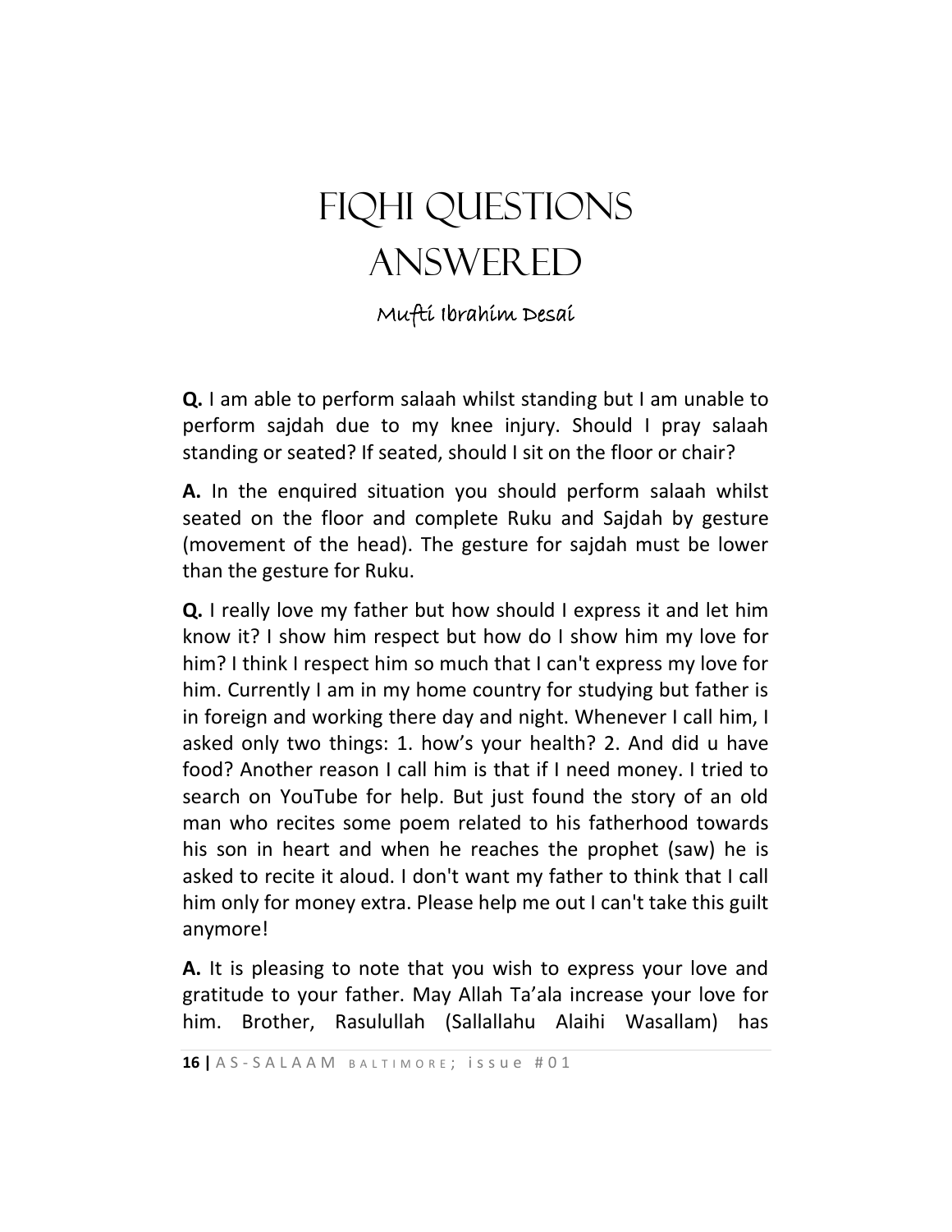# FIQHI QUESTIONS ANSWERED

Mufti Ibrahim Desai

**Q.** I am able to perform salaah whilst standing but I am unable to perform sajdah due to my knee injury. Should I pray salaah standing or seated? If seated, should I sit on the floor or chair?

**A.** In the enquired situation you should perform salaah whilst seated on the floor and complete Ruku and Sajdah by gesture (movement of the head). The gesture for sajdah must be lower than the gesture for Ruku.

**Q.** I really love my father but how should I express it and let him know it? I show him respect but how do I show him my love for him? I think I respect him so much that I can't express my love for him. Currently I am in my home country for studying but father is in foreign and working there day and night. Whenever I call him, I asked only two things: 1. how's your health? 2. And did u have food? Another reason I call him is that if I need money. I tried to search on YouTube for help. But just found the story of an old man who recites some poem related to his fatherhood towards his son in heart and when he reaches the prophet (saw) he is asked to recite it aloud. I don't want my father to think that I call him only for money extra. Please help me out I can't take this guilt anymore!

**A.** It is pleasing to note that you wish to express your love and gratitude to your father. May Allah Ta'ala increase your love for him. Brother, Rasulullah (Sallallahu Alaihi Wasallam) has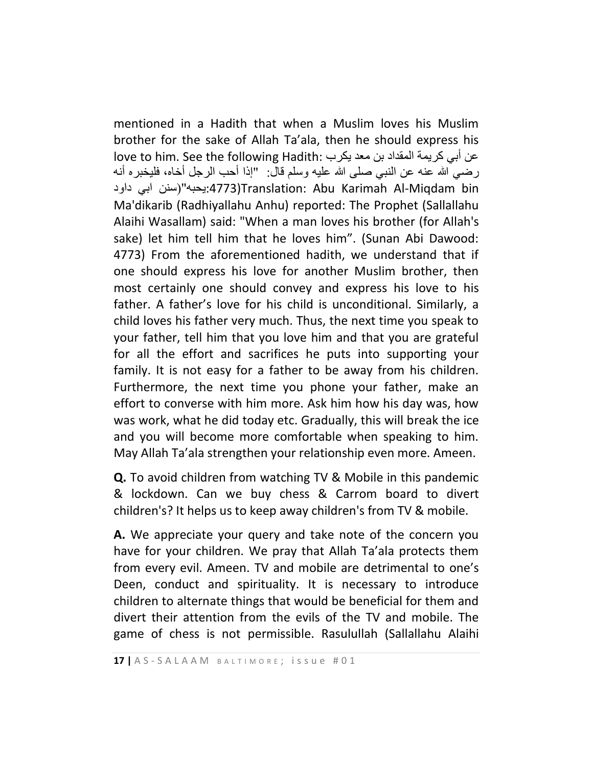mentioned in a Hadith that when a Muslim loves his Muslim brother for the sake of Allah Ta'ala, then he should express his love to him. See the following Hadith: عن أبي كريمة المقداد بن معد يكرب رضي الله عنه عن النبي صلى الله عليه وسلم قال: "إذا أحب الرجل أخاه، فليخبره أنه يحبه"(سنن ابي داود:4773)Translation: Abu Karimah Al-Miqdam bin Ma'dikarib (Radhiyallahu Anhu) reported: The Prophet (Sallallahu Alaihi Wasallam) said: "When a man loves his brother (for Allah's sake) let him tell him that he loves him". (Sunan Abi Dawood: 4773) From the aforementioned hadith, we understand that if one should express his love for another Muslim brother, then most certainly one should convey and express his love to his father. A father's love for his child is unconditional. Similarly, a child loves his father very much. Thus, the next time you speak to your father, tell him that you love him and that you are grateful for all the effort and sacrifices he puts into supporting your family. It is not easy for a father to be away from his children. Furthermore, the next time you phone your father, make an effort to converse with him more. Ask him how his day was, how was work, what he did today etc. Gradually, this will break the ice and you will become more comfortable when speaking to him. May Allah Ta'ala strengthen your relationship even more. Ameen.

**Q.** To avoid children from watching TV & Mobile in this pandemic & lockdown. Can we buy chess & Carrom board to divert children's? It helps us to keep away children's from TV & mobile.

**A.** We appreciate your query and take note of the concern you have for your children. We pray that Allah Ta'ala protects them from every evil. Ameen. TV and mobile are detrimental to one's Deen, conduct and spirituality. It is necessary to introduce children to alternate things that would be beneficial for them and divert their attention from the evils of the TV and mobile. The game of chess is not permissible. Rasulullah (Sallallahu Alaihi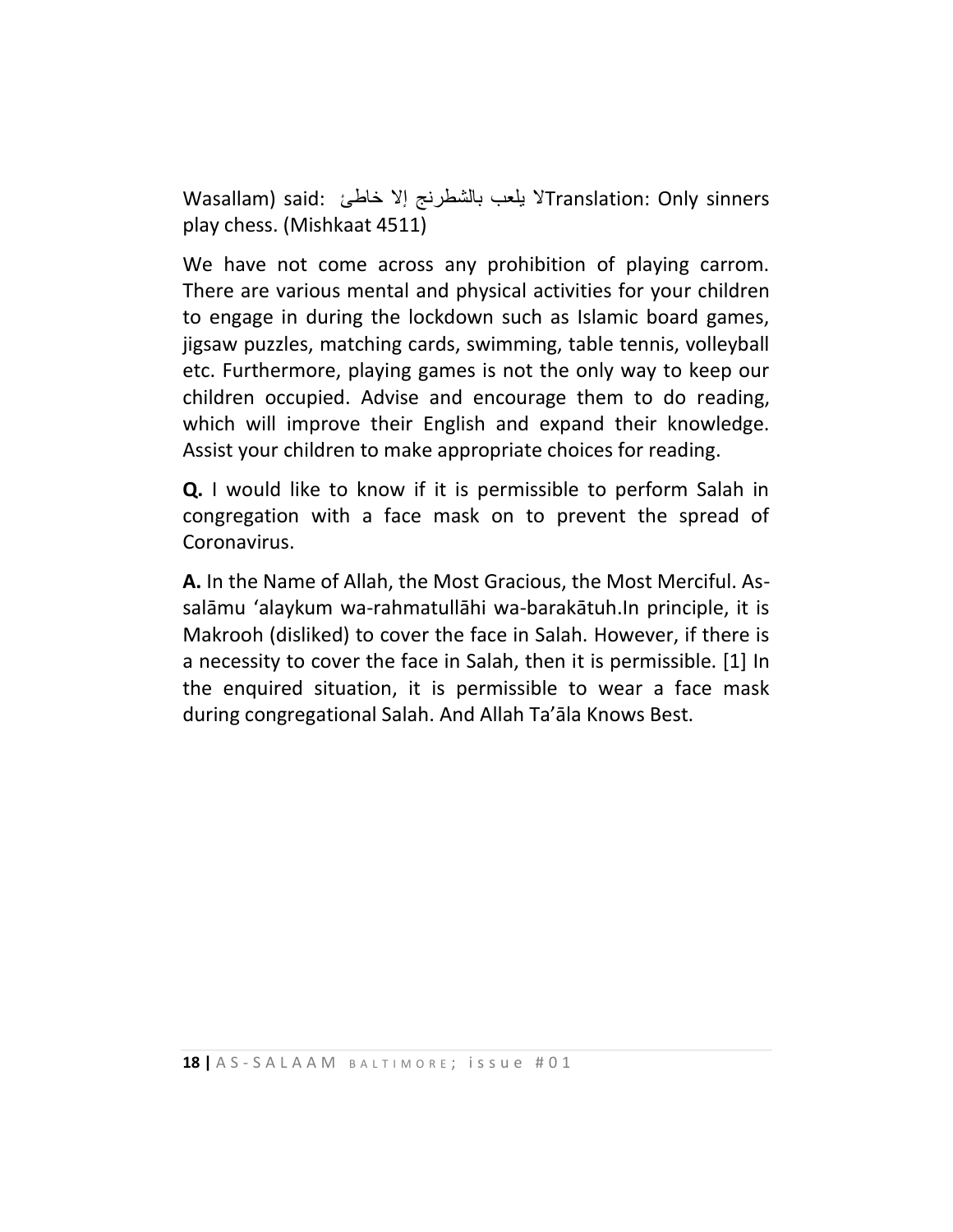Wasallam) said: لا يلعب بالشطرنج إلا خاطئ Translation: Only sinners play chess. (Mishkaat 4511)

We have not come across any prohibition of playing carrom. There are various mental and physical activities for your children to engage in during the lockdown such as Islamic board games, jigsaw puzzles, matching cards, swimming, table tennis, volleyball etc. Furthermore, playing games is not the only way to keep our children occupied. Advise and encourage them to do reading, which will improve their English and expand their knowledge. Assist your children to make appropriate choices for reading.

**Q.** I would like to know if it is permissible to perform Salah in congregation with a face mask on to prevent the spread of Coronavirus.

**A.** In the Name of Allah, the Most Gracious, the Most Merciful. As-salāmu ʻalaykum wa-rahmatullāhi wa-barakātuh.In principle, it is Makrooh (disliked) to cover the face in Salah. However, if there is a necessity to cover the face in Salah, then it is permissible. [1] In the enquired situation, it is permissible to wear a face mask during congregational Salah. And Allah Ta'āla Knows Best.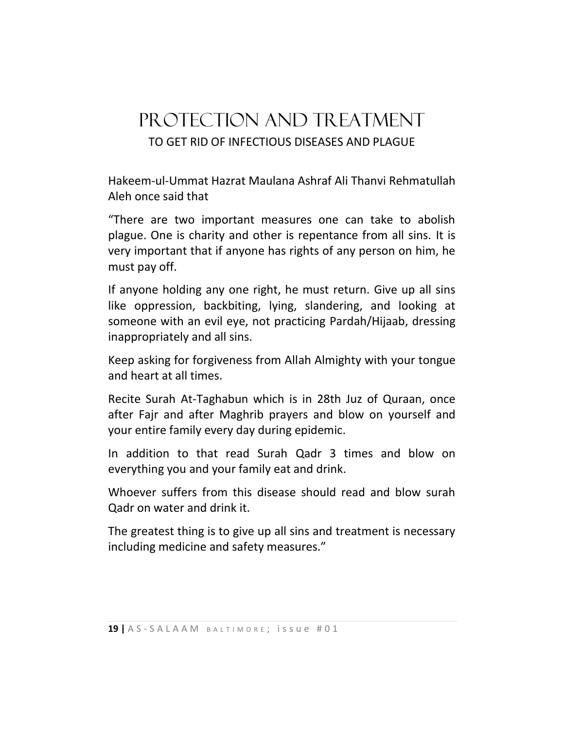# Protection and Treatment

TO GET RID OF INFECTIOUS DISEASES AND PLAGUE

Hakeem-ul-Ummat Hazrat Maulana Ashraf Ali Thanvi Rehmatullah Aleh once said that

"There are two important measures one can take to abolish plague. One is charity and other is repentance from all sins. It is very important that if anyone has rights of any person on him, he must pay off.

If anyone holding any one right, he must return. Give up all sins like oppression, backbiting, lying, slandering, and looking at someone with an evil eye, not practicing Pardah/Hijaab, dressing inappropriately and all sins.

Keep asking for forgiveness from Allah Almighty with your tongue and heart at all times.

Recite Surah At-Taghabun which is in 28th Juz of Quraan, once after Fajr and after Maghrib prayers and blow on yourself and your entire family every day during epidemic.

In addition to that read Surah Qadr 3 times and blow on everything you and your family eat and drink.

Whoever suffers from this disease should read and blow surah Qadr on water and drink it.

The greatest thing is to give up all sins and treatment is necessary including medicine and safety measures."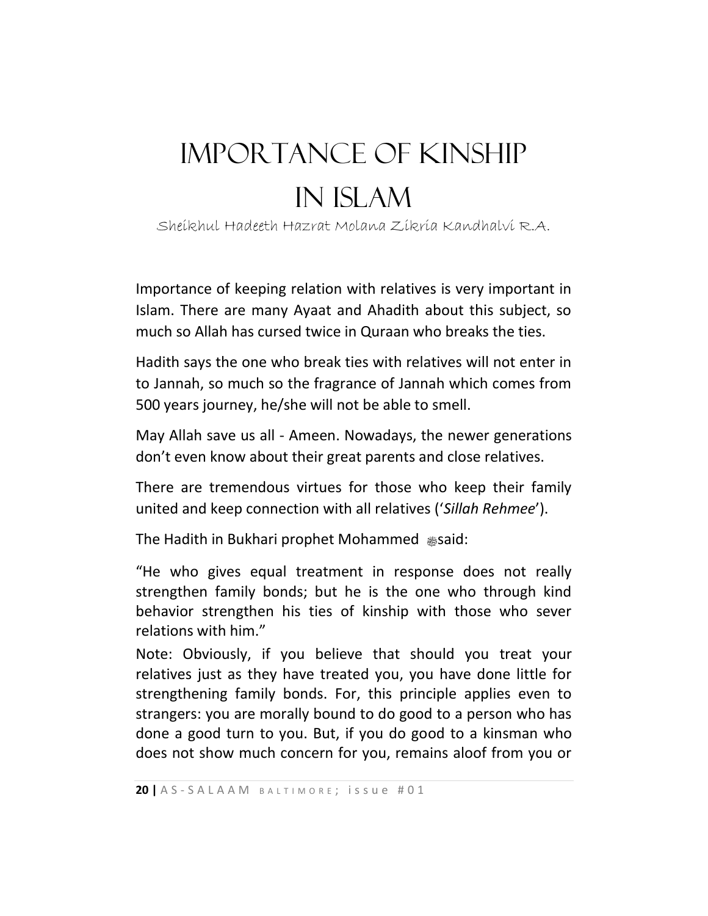# IMPORTANCE OF KINSHIP IN ISLAM

Sheikhul Hadeeth Hazrat Molana Zikria Kandhalvi R.A.

Importance of keeping relation with relatives is very important in Islam. There are many Ayaat and Ahadith about this subject, so much so Allah has cursed twice in Quraan who breaks the ties.

Hadith says the one who break ties with relatives will not enter in to Jannah, so much so the fragrance of Jannah which comes from 500 years journey, he/she will not be able to smell.

May Allah save us all - Ameen. Nowadays, the newer generations don't even know about their great parents and close relatives.

There are tremendous virtues for those who keep their family united and keep connection with all relatives ('*Sillah Rehmee*').

The Hadith in Bukhari prophet Mohammed ﷺ said:

"He who gives equal treatment in response does not really strengthen family bonds; but he is the one who through kind behavior strengthen his ties of kinship with those who sever relations with him."

Note: Obviously, if you believe that should you treat your relatives just as they have treated you, you have done little for strengthening family bonds. For, this principle applies even to strangers: you are morally bound to do good to a person who has done a good turn to you. But, if you do good to a kinsman who does not show much concern for you, remains aloof from you or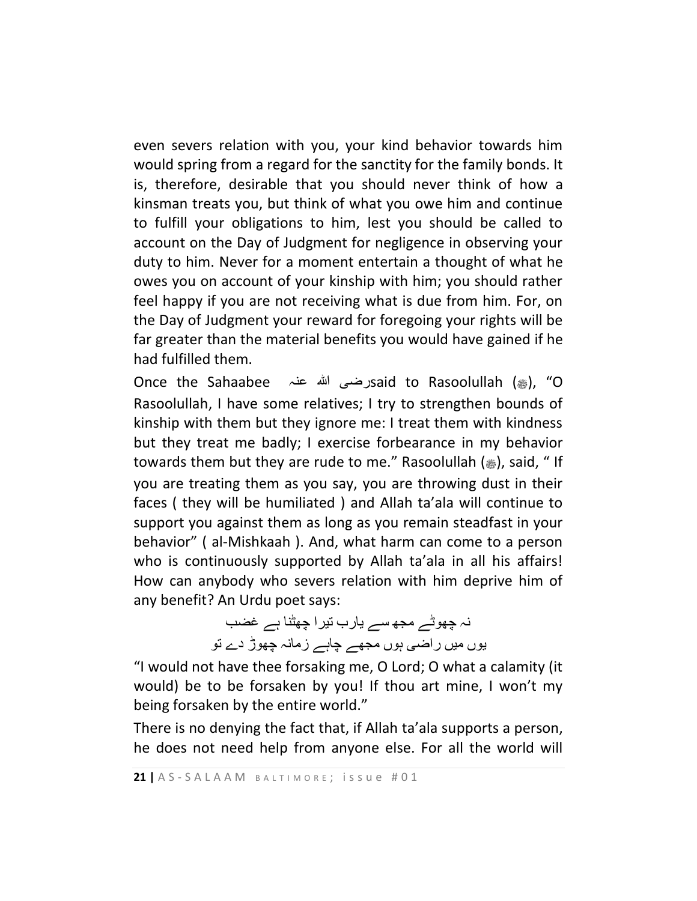even severs relation with you, your kind behavior towards him would spring from a regard for the sanctity for the family bonds. It is, therefore, desirable that you should never think of how a kinsman treats you, but think of what you owe him and continue to fulfill your obligations to him, lest you should be called to account on the Day of Judgment for negligence in observing your duty to him. Never for a moment entertain a thought of what he owes you on account of your kinship with him; you should rather feel happy if you are not receiving what is due from him. For, on the Day of Judgment your reward for foregoing your rights will be far greater than the material benefits you would have gained if he had fulfilled them.

Once the Sahaabee رضی اللہ عنہ said to Rasoolullah (ﷺ), "O Rasoolullah, I have some relatives; I try to strengthen bounds of kinship with them but they ignore me: I treat them with kindness but they treat me badly; I exercise forbearance in my behavior towards them but they are rude to me." Rasoolullah (ﷺ), said, " If you are treating them as you say, you are throwing dust in their faces ( they will be humiliated ) and Allah ta'ala will continue to support you against them as long as you remain steadfast in your behavior" ( al-Mishkaah ). And, what harm can come to a person who is continuously supported by Allah ta'ala in all his affairs! How can anybody who severs relation with him deprive him of any benefit? An Urdu poet says:

نہ چھوٹے مجھ سے یارب تیرا چھٹنا ہے غضب
یوں میں راضی ہوں مجھے چاہے زمانہ چھوڑ دے تو

"I would not have thee forsaking me, O Lord; O what a calamity (it would) be to be forsaken by you! If thou art mine, I won't my being forsaken by the entire world."

There is no denying the fact that, if Allah ta'ala supports a person, he does not need help from anyone else. For all the world will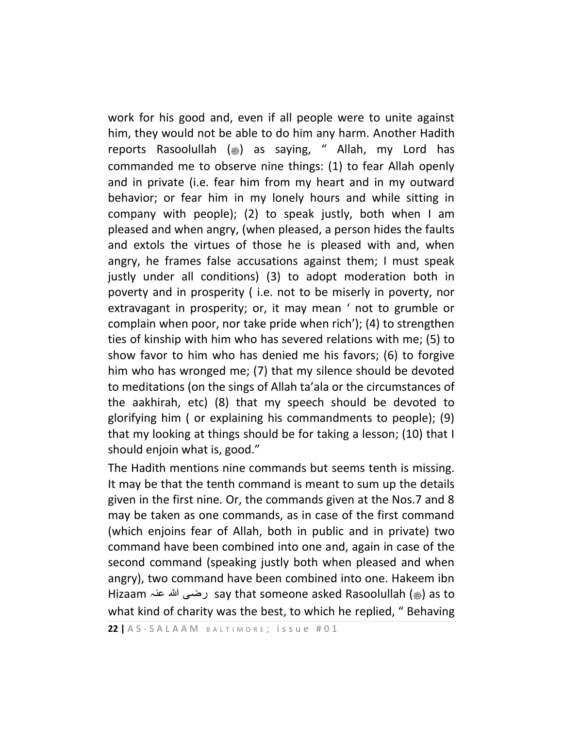work for his good and, even if all people were to unite against him, they would not be able to do him any harm. Another Hadith reports Rasoolullah (ﷺ) as saying, " Allah, my Lord has commanded me to observe nine things: (1) to fear Allah openly and in private (i.e. fear him from my heart and in my outward behavior; or fear him in my lonely hours and while sitting in company with people); (2) to speak justly, both when I am pleased and when angry, (when pleased, a person hides the faults and extols the virtues of those he is pleased with and, when angry, he frames false accusations against them; I must speak justly under all conditions) (3) to adopt moderation both in poverty and in prosperity ( i.e. not to be miserly in poverty, nor extravagant in prosperity; or, it may mean ' not to grumble or complain when poor, nor take pride when rich'); (4) to strengthen ties of kinship with him who has severed relations with me; (5) to show favor to him who has denied me his favors; (6) to forgive him who has wronged me; (7) that my silence should be devoted to meditations (on the sings of Allah ta'ala or the circumstances of the aakhirah, etc) (8) that my speech should be devoted to glorifying him ( or explaining his commandments to people); (9) that my looking at things should be for taking a lesson; (10) that I should enjoin what is, good."

The Hadith mentions nine commands but seems tenth is missing. It may be that the tenth command is meant to sum up the details given in the first nine. Or, the commands given at the Nos.7 and 8 may be taken as one commands, as in case of the first command (which enjoins fear of Allah, both in public and in private) two command have been combined into one and, again in case of the second command (speaking justly both when pleased and when angry), two command have been combined into one. Hakeem ibn Hizaam رضی الله عنہ say that someone asked Rasoolullah (ﷺ) as to what kind of charity was the best, to which he replied, " Behaving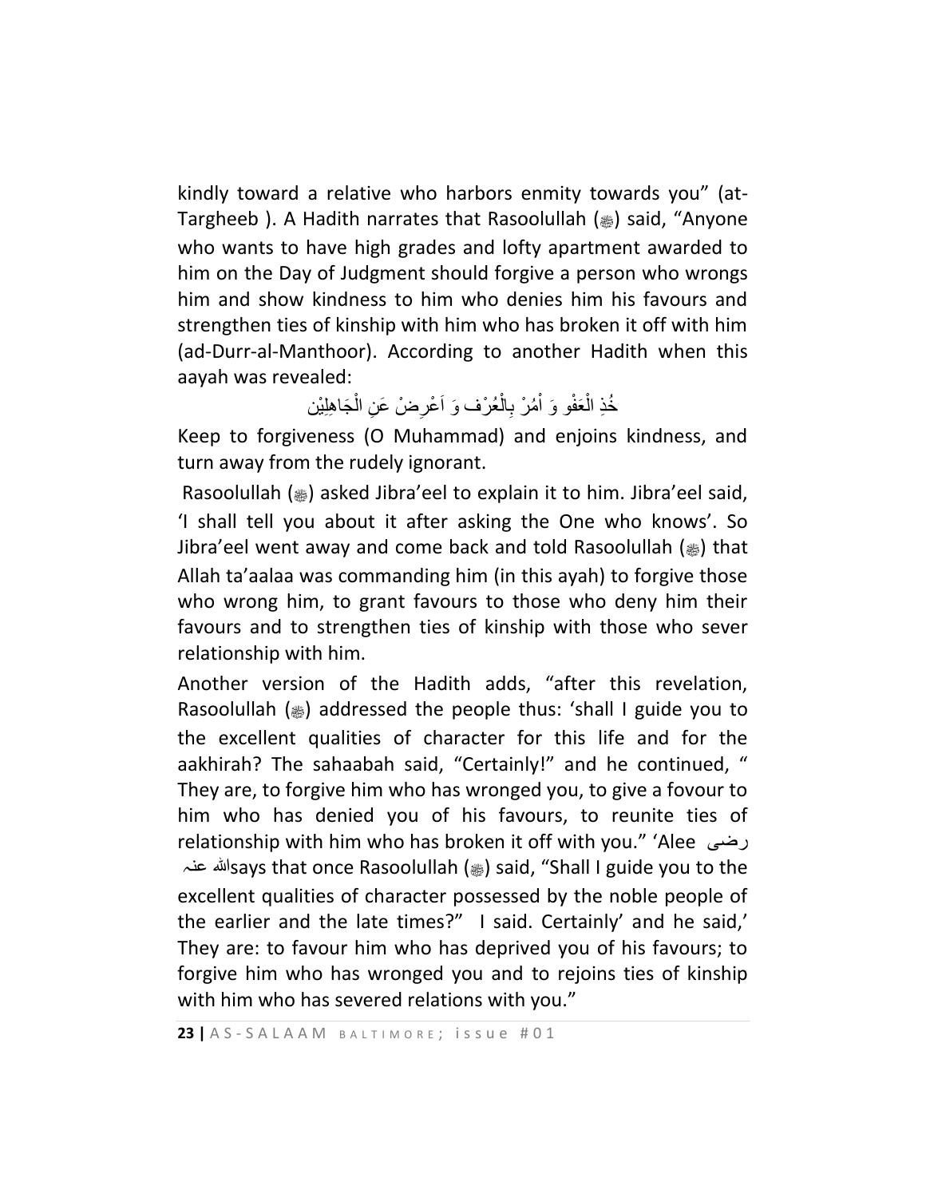kindly toward a relative who harbors enmity towards you" (at-Targheeb ). A Hadith narrates that Rasoolullah (ﷺ) said, "Anyone who wants to have high grades and lofty apartment awarded to him on the Day of Judgment should forgive a person who wrongs him and show kindness to him who denies him his favours and strengthen ties of kinship with him who has broken it off with him (ad-Durr-al-Manthoor). According to another Hadith when this aayah was revealed:

خُذِ الْعَفْو وَ اْمُرْ بِالْعُرْف وَ اَعْرِضْ عَنِ الْجَاهِلِيْن

Keep to forgiveness (O Muhammad) and enjoins kindness, and turn away from the rudely ignorant.

Rasoolullah (ﷺ) asked Jibra'eel to explain it to him. Jibra'eel said, 'I shall tell you about it after asking the One who knows'. So Jibra'eel went away and come back and told Rasoolullah (ﷺ) that Allah ta'aalaa was commanding him (in this ayah) to forgive those who wrong him, to grant favours to those who deny him their favours and to strengthen ties of kinship with those who sever relationship with him.

Another version of the Hadith adds, "after this revelation, Rasoolullah (ﷺ) addressed the people thus: 'shall I guide you to the excellent qualities of character for this life and for the aakhirah? The sahaabah said, "Certainly!" and he continued, " They are, to forgive him who has wronged you, to give a fovour to him who has denied you of his favours, to reunite ties of relationship with him who has broken it off with you." 'Alee رضی الله عنه says that once Rasoolullah (ﷺ) said, "Shall I guide you to the excellent qualities of character possessed by the noble people of the earlier and the late times?" I said. Certainly' and he said,' They are: to favour him who has deprived you of his favours; to forgive him who has wronged you and to rejoins ties of kinship with him who has severed relations with you."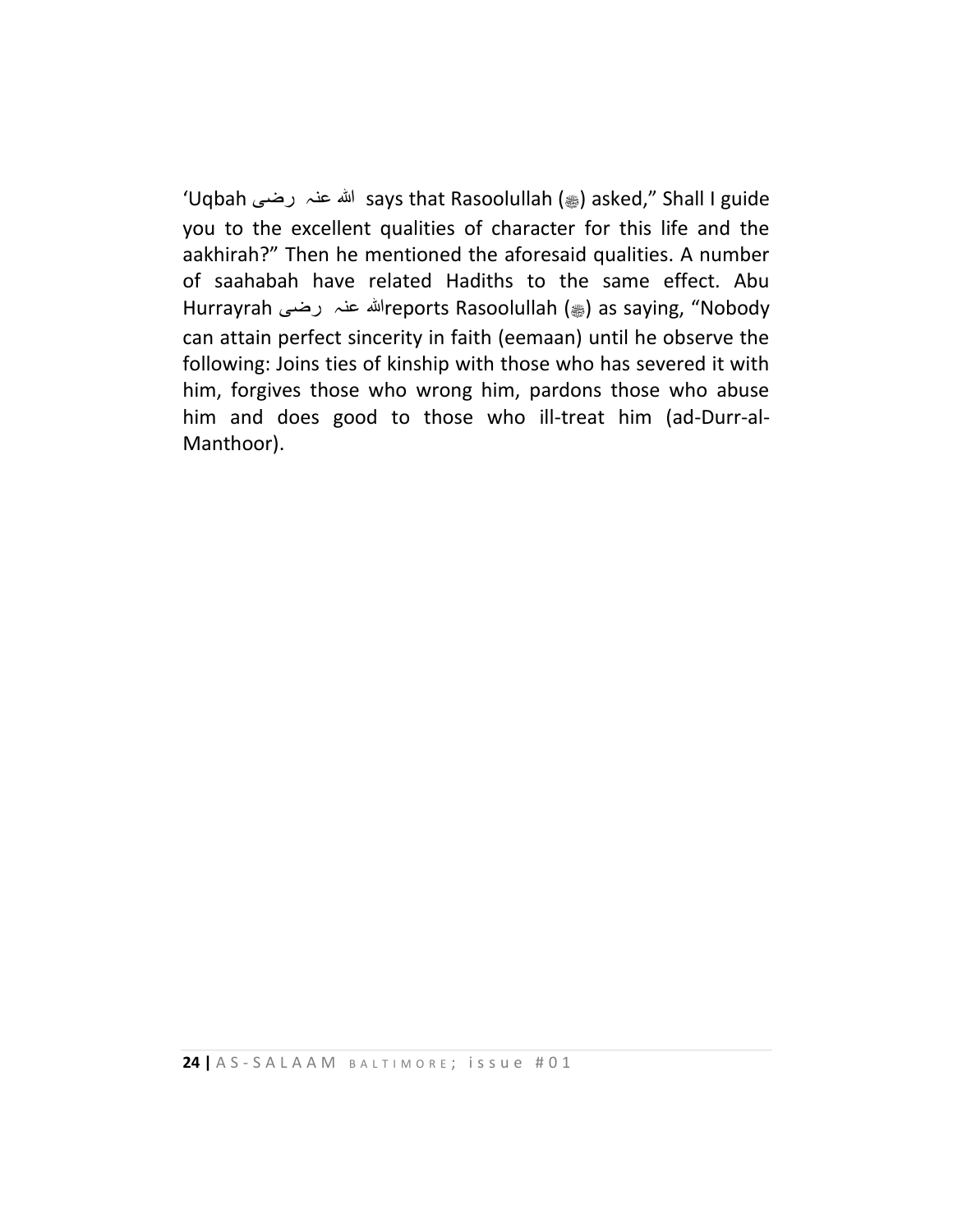'Uqbah رضی الله عنہ says that Rasoolullah (ﷺ) asked," Shall I guide you to the excellent qualities of character for this life and the aakhirah?" Then he mentioned the aforesaid qualities. A number of saahabah have related Hadiths to the same effect. Abu Hurrayrah رضی الله عنہ reports Rasoolullah (ﷺ) as saying, "Nobody can attain perfect sincerity in faith (eemaan) until he observe the following: Joins ties of kinship with those who has severed it with him, forgives those who wrong him, pardons those who abuse him and does good to those who ill-treat him (ad-Durr-al-Manthoor).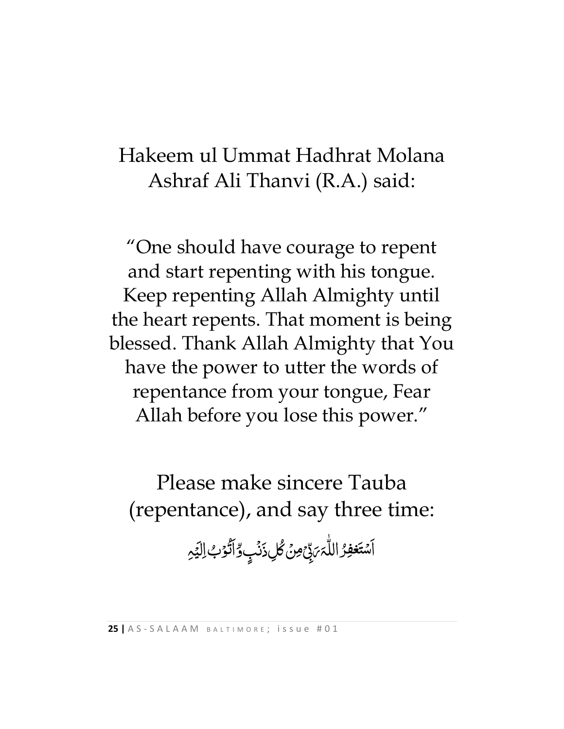Hakeem ul Ummat Hadhrat Molana Ashraf Ali Thanvi (R.A.) said:

"One should have courage to repent and start repenting with his tongue. Keep repenting Allah Almighty until the heart repents. That moment is being blessed. Thank Allah Almighty that You have the power to utter the words of repentance from your tongue, Fear Allah before you lose this power."

Please make sincere Tauba (repentance), and say three time:

اَسْتَغْفِرُ اللّٰہَ رَبِّیْ مِنْ کُلِّ ذَنْبٍ وَّاَتُوْبُ اِلَیْہِ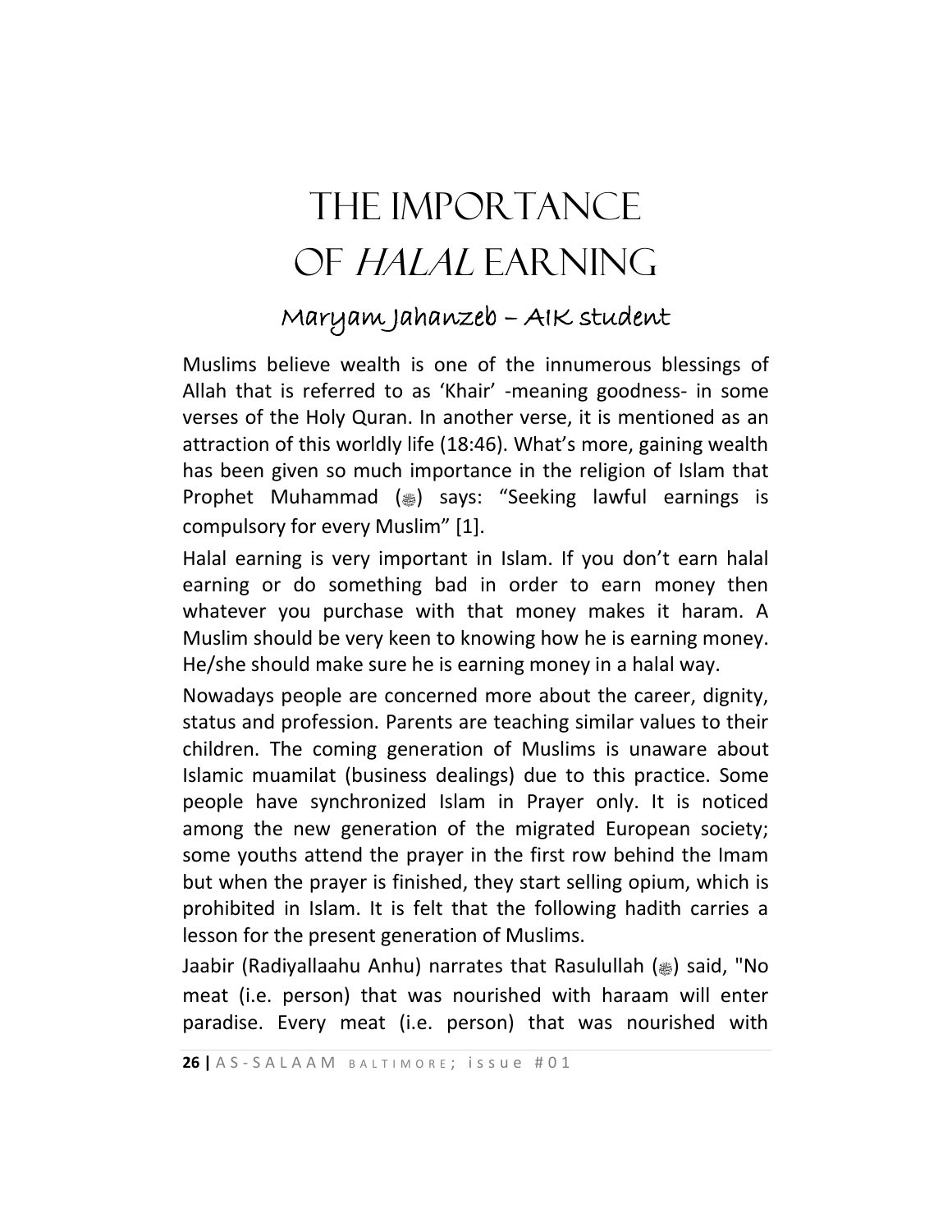# The Importance of *Halal* Earning

### Maryam Jahanzeb – AIK student

Muslims believe wealth is one of the innumerous blessings of Allah that is referred to as 'Khair' -meaning goodness- in some verses of the Holy Quran. In another verse, it is mentioned as an attraction of this worldly life (18:46). What's more, gaining wealth has been given so much importance in the religion of Islam that Prophet Muhammad (ﷺ) says: "Seeking lawful earnings is compulsory for every Muslim" [1].

Halal earning is very important in Islam. If you don't earn halal earning or do something bad in order to earn money then whatever you purchase with that money makes it haram. A Muslim should be very keen to knowing how he is earning money. He/she should make sure he is earning money in a halal way.

Nowadays people are concerned more about the career, dignity, status and profession. Parents are teaching similar values to their children. The coming generation of Muslims is unaware about Islamic muamilat (business dealings) due to this practice. Some people have synchronized Islam in Prayer only. It is noticed among the new generation of the migrated European society; some youths attend the prayer in the first row behind the Imam but when the prayer is finished, they start selling opium, which is prohibited in Islam. It is felt that the following hadith carries a lesson for the present generation of Muslims.

Jaabir (Radiyallaahu Anhu) narrates that Rasulullah (ﷺ) said, "No meat (i.e. person) that was nourished with haraam will enter paradise. Every meat (i.e. person) that was nourished with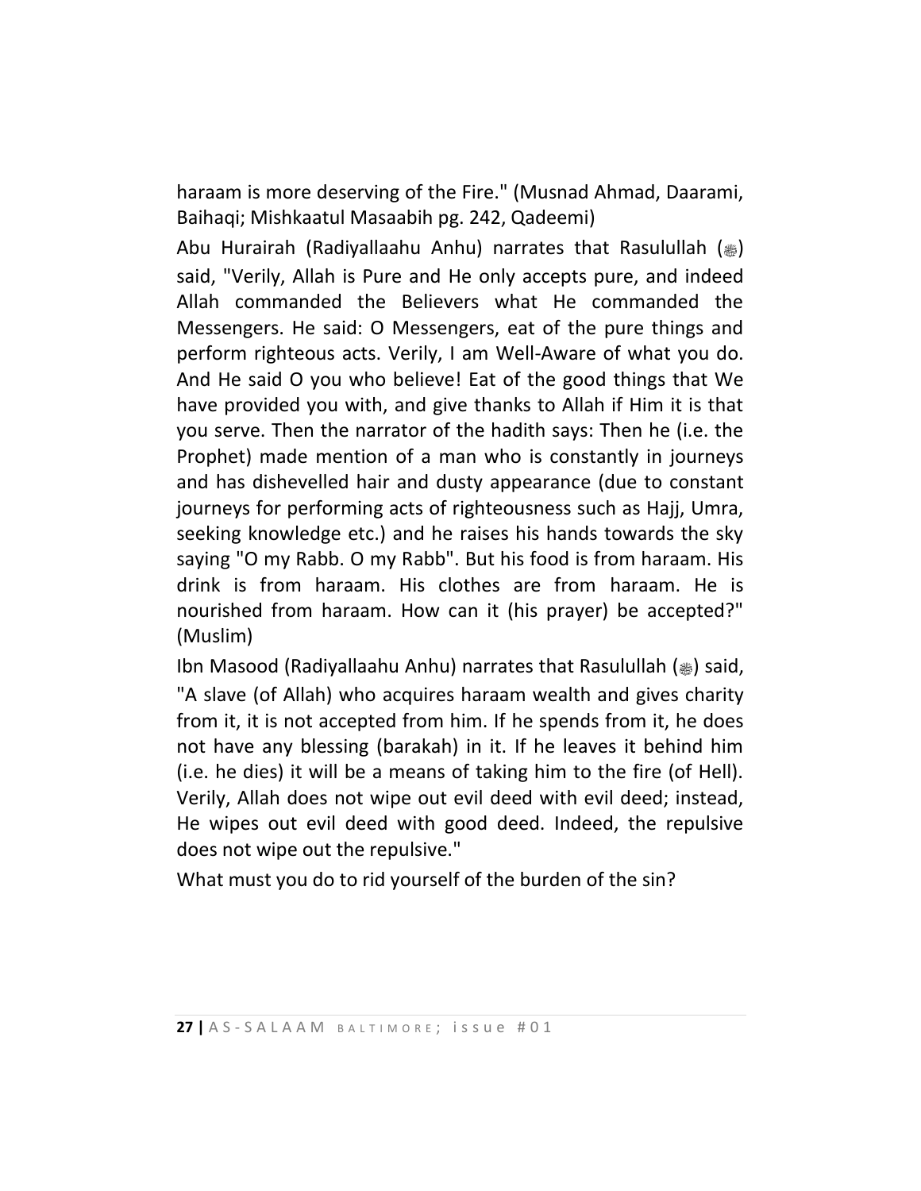haraam is more deserving of the Fire." (Musnad Ahmad, Daarami, Baihaqi; Mishkaatul Masaabih pg. 242, Qadeemi)

Abu Hurairah (Radiyallaahu Anhu) narrates that Rasulullah (ﷺ) said, "Verily, Allah is Pure and He only accepts pure, and indeed Allah commanded the Believers what He commanded the Messengers. He said: O Messengers, eat of the pure things and perform righteous acts. Verily, I am Well-Aware of what you do. And He said O you who believe! Eat of the good things that We have provided you with, and give thanks to Allah if Him it is that you serve. Then the narrator of the hadith says: Then he (i.e. the Prophet) made mention of a man who is constantly in journeys and has dishevelled hair and dusty appearance (due to constant journeys for performing acts of righteousness such as Hajj, Umra, seeking knowledge etc.) and he raises his hands towards the sky saying "O my Rabb. O my Rabb". But his food is from haraam. His drink is from haraam. His clothes are from haraam. He is nourished from haraam. How can it (his prayer) be accepted?" (Muslim)

Ibn Masood (Radiyallaahu Anhu) narrates that Rasulullah (ﷺ) said, "A slave (of Allah) who acquires haraam wealth and gives charity from it, it is not accepted from him. If he spends from it, he does not have any blessing (barakah) in it. If he leaves it behind him (i.e. he dies) it will be a means of taking him to the fire (of Hell). Verily, Allah does not wipe out evil deed with evil deed; instead, He wipes out evil deed with good deed. Indeed, the repulsive does not wipe out the repulsive."

What must you do to rid yourself of the burden of the sin?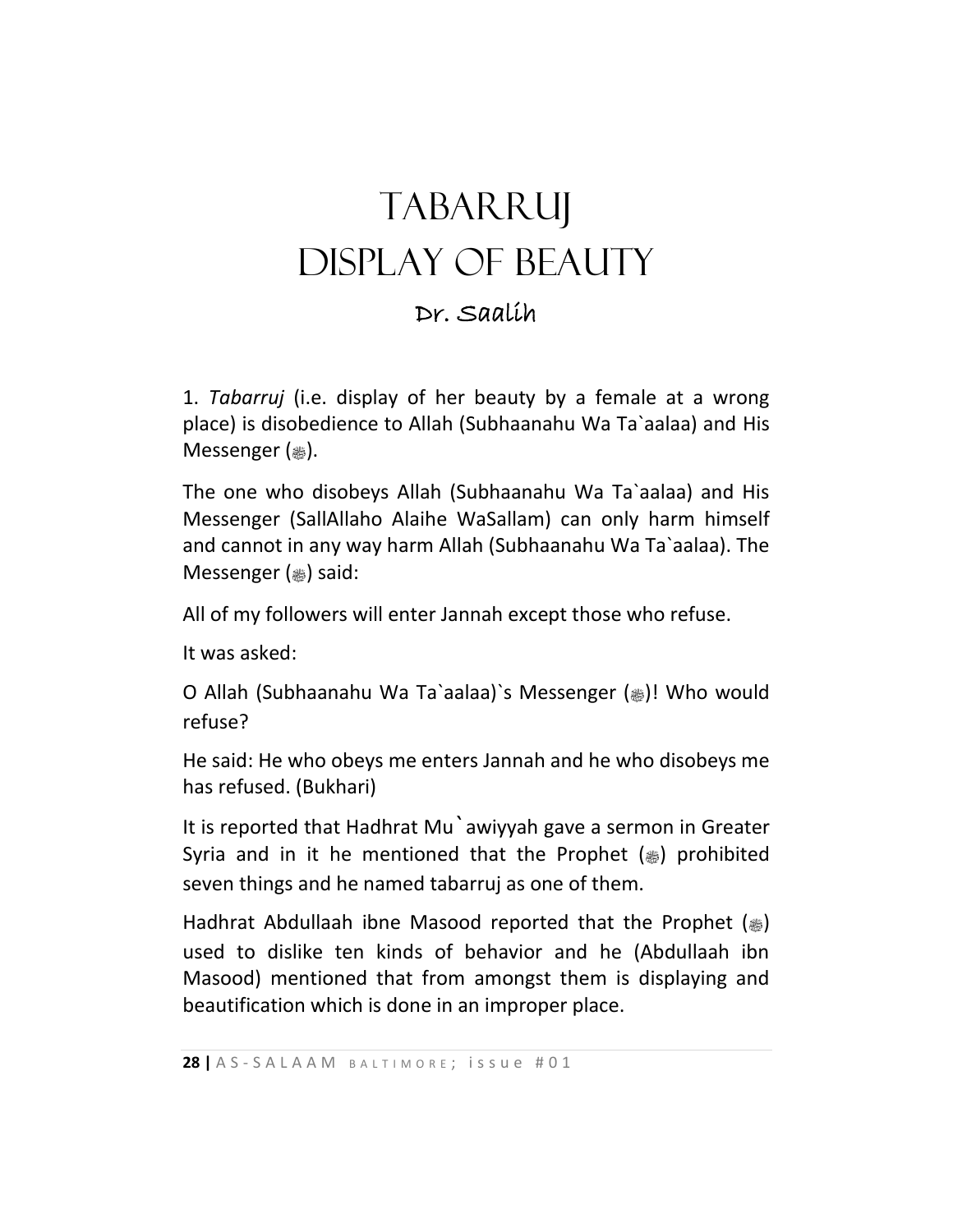# TABARRUJ
# DISPLAY OF BEAUTY

### Dr. Saalih

1. *Tabarruj* (i.e. display of her beauty by a female at a wrong place) is disobedience to Allah (Subhaanahu Wa Ta`aalaa) and His Messenger (ﷺ).

The one who disobeys Allah (Subhaanahu Wa Ta`aalaa) and His Messenger (SallAllaho Alaihe WaSallam) can only harm himself and cannot in any way harm Allah (Subhaanahu Wa Ta`aalaa). The Messenger (ﷺ) said:

All of my followers will enter Jannah except those who refuse.

It was asked:

O Allah (Subhaanahu Wa Ta`aalaa)`s Messenger (ﷺ)! Who would refuse?

He said: He who obeys me enters Jannah and he who disobeys me has refused. (Bukhari)

It is reported that Hadhrat Mu`awiyyah gave a sermon in Greater Syria and in it he mentioned that the Prophet (ﷺ) prohibited seven things and he named tabarruj as one of them.

Hadhrat Abdullaah ibne Masood reported that the Prophet (ﷺ) used to dislike ten kinds of behavior and he (Abdullaah ibn Masood) mentioned that from amongst them is displaying and beautification which is done in an improper place.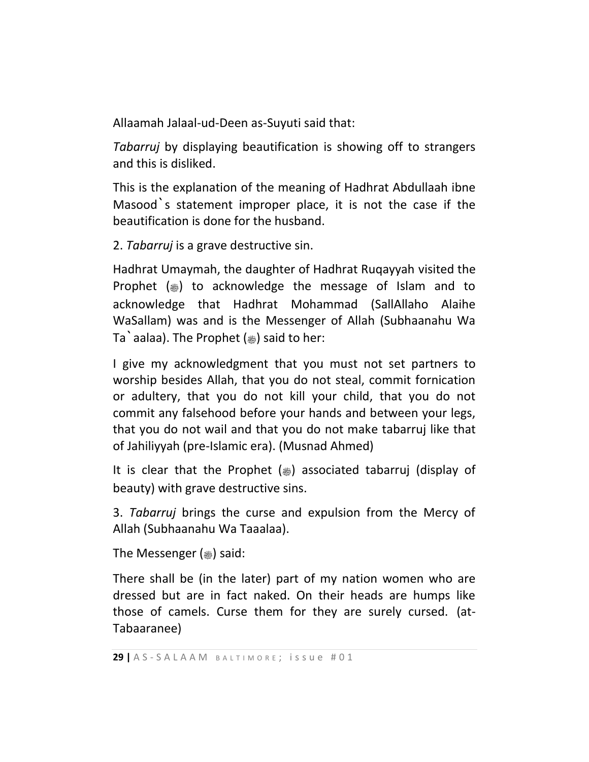Allaamah Jalaal-ud-Deen as-Suyuti said that:

*Tabarruj* by displaying beautification is showing off to strangers and this is disliked.

This is the explanation of the meaning of Hadhrat Abdullaah ibne Masood`s statement improper place, it is not the case if the beautification is done for the husband.

2. *Tabarruj* is a grave destructive sin.

Hadhrat Umaymah, the daughter of Hadhrat Ruqayyah visited the Prophet (ﷺ) to acknowledge the message of Islam and to acknowledge that Hadhrat Mohammad (SallAllaho Alaihe WaSallam) was and is the Messenger of Allah (Subhaanahu Wa Ta`aalaa). The Prophet (ﷺ) said to her:

I give my acknowledgment that you must not set partners to worship besides Allah, that you do not steal, commit fornication or adultery, that you do not kill your child, that you do not commit any falsehood before your hands and between your legs, that you do not wail and that you do not make tabarruj like that of Jahiliyyah (pre-Islamic era). (Musnad Ahmed)

It is clear that the Prophet (ﷺ) associated tabarruj (display of beauty) with grave destructive sins.

3. *Tabarruj* brings the curse and expulsion from the Mercy of Allah (Subhaanahu Wa Taaalaa).

The Messenger (ﷺ) said:

There shall be (in the later) part of my nation women who are dressed but are in fact naked. On their heads are humps like those of camels. Curse them for they are surely cursed. (at-Tabaaranee)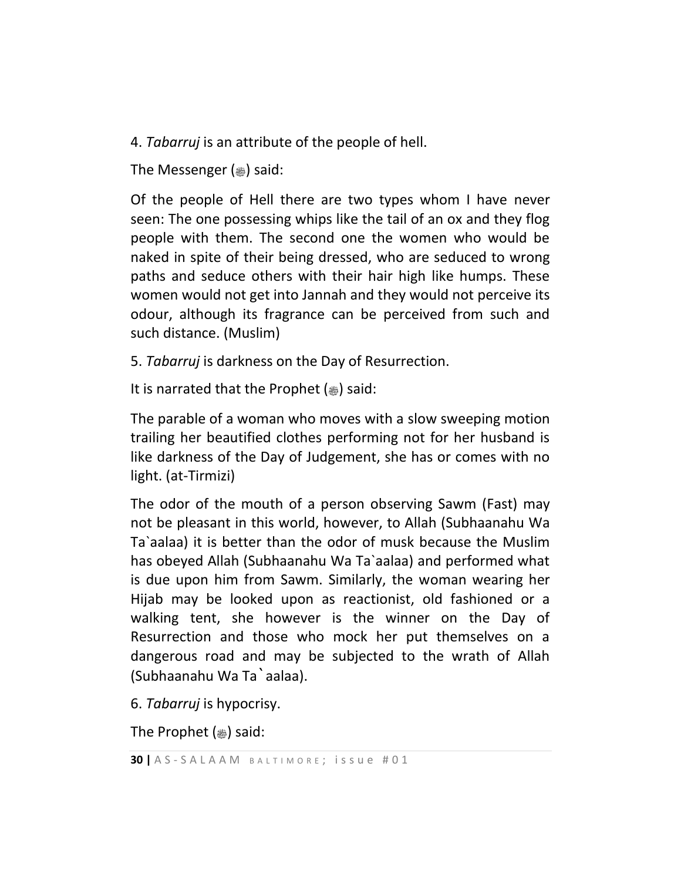4. *Tabarruj* is an attribute of the people of hell.

The Messenger (ﷺ) said:

Of the people of Hell there are two types whom I have never seen: The one possessing whips like the tail of an ox and they flog people with them. The second one the women who would be naked in spite of their being dressed, who are seduced to wrong paths and seduce others with their hair high like humps. These women would not get into Jannah and they would not perceive its odour, although its fragrance can be perceived from such and such distance. (Muslim)

5. *Tabarruj* is darkness on the Day of Resurrection.

It is narrated that the Prophet (ﷺ) said:

The parable of a woman who moves with a slow sweeping motion trailing her beautified clothes performing not for her husband is like darkness of the Day of Judgement, she has or comes with no light. (at-Tirmizi)

The odor of the mouth of a person observing Sawm (Fast) may not be pleasant in this world, however, to Allah (Subhaanahu Wa Ta`aalaa) it is better than the odor of musk because the Muslim has obeyed Allah (Subhaanahu Wa Ta`aalaa) and performed what is due upon him from Sawm. Similarly, the woman wearing her Hijab may be looked upon as reactionist, old fashioned or a walking tent, she however is the winner on the Day of Resurrection and those who mock her put themselves on a dangerous road and may be subjected to the wrath of Allah (Subhaanahu Wa Ta`aalaa).

6. *Tabarruj* is hypocrisy.

The Prophet (ﷺ) said: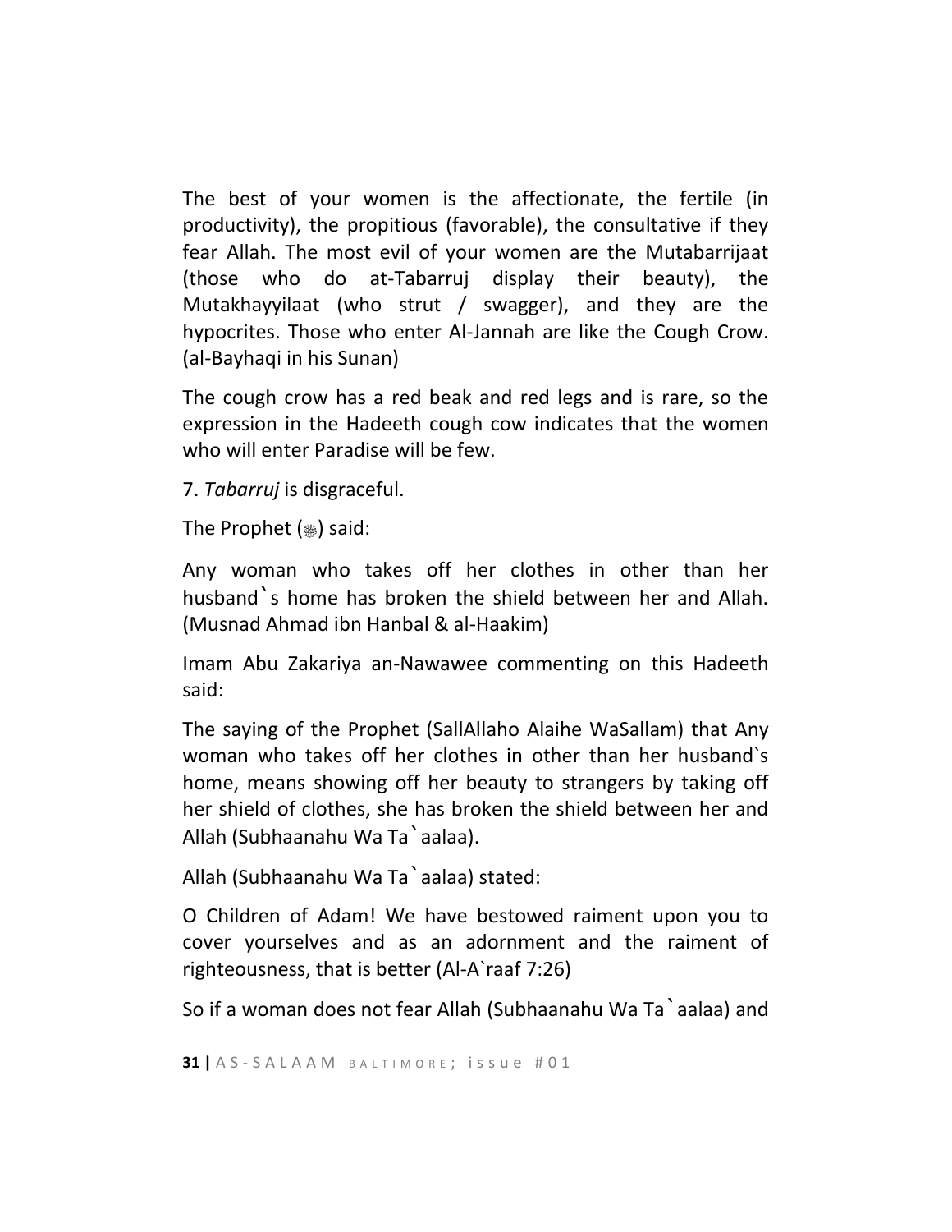The best of your women is the affectionate, the fertile (in productivity), the propitious (favorable), the consultative if they fear Allah. The most evil of your women are the Mutabarrijaat (those who do at-Tabarruj display their beauty), the Mutakhayyilaat (who strut / swagger), and they are the hypocrites. Those who enter Al-Jannah are like the Cough Crow. (al-Bayhaqi in his Sunan)

The cough crow has a red beak and red legs and is rare, so the expression in the Hadeeth cough cow indicates that the women who will enter Paradise will be few.

7. *Tabarruj* is disgraceful.

The Prophet (ﷺ) said:

Any woman who takes off her clothes in other than her husband`s home has broken the shield between her and Allah. (Musnad Ahmad ibn Hanbal & al-Haakim)

Imam Abu Zakariya an-Nawawee commenting on this Hadeeth said:

The saying of the Prophet (SallAllaho Alaihe WaSallam) that Any woman who takes off her clothes in other than her husband`s home, means showing off her beauty to strangers by taking off her shield of clothes, she has broken the shield between her and Allah (Subhaanahu Wa Ta`aalaa).

Allah (Subhaanahu Wa Ta`aalaa) stated:

O Children of Adam! We have bestowed raiment upon you to cover yourselves and as an adornment and the raiment of righteousness, that is better (Al-A`raaf 7:26)

So if a woman does not fear Allah (Subhaanahu Wa Ta`aalaa) and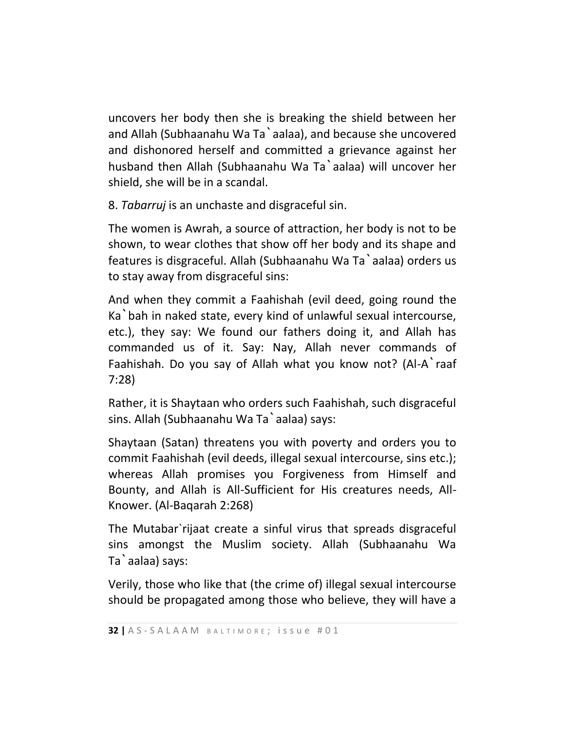uncovers her body then she is breaking the shield between her and Allah (Subhaanahu Wa Ta`aalaa), and because she uncovered and dishonored herself and committed a grievance against her husband then Allah (Subhaanahu Wa Ta`aalaa) will uncover her shield, she will be in a scandal.

8. *Tabarruj* is an unchaste and disgraceful sin.

The women is Awrah, a source of attraction, her body is not to be shown, to wear clothes that show off her body and its shape and features is disgraceful. Allah (Subhaanahu Wa Ta`aalaa) orders us to stay away from disgraceful sins:

And when they commit a Faahishah (evil deed, going round the Ka`bah in naked state, every kind of unlawful sexual intercourse, etc.), they say: We found our fathers doing it, and Allah has commanded us of it. Say: Nay, Allah never commands of Faahishah. Do you say of Allah what you know not? (Al-A`raaf 7:28)

Rather, it is Shaytaan who orders such Faahishah, such disgraceful sins. Allah (Subhaanahu Wa Ta`aalaa) says:

Shaytaan (Satan) threatens you with poverty and orders you to commit Faahishah (evil deeds, illegal sexual intercourse, sins etc.); whereas Allah promises you Forgiveness from Himself and Bounty, and Allah is All-Sufficient for His creatures needs, All-Knower. (Al-Baqarah 2:268)

The Mutabar`rijaat create a sinful virus that spreads disgraceful sins amongst the Muslim society. Allah (Subhaanahu Wa Ta`aalaa) says:

Verily, those who like that (the crime of) illegal sexual intercourse should be propagated among those who believe, they will have a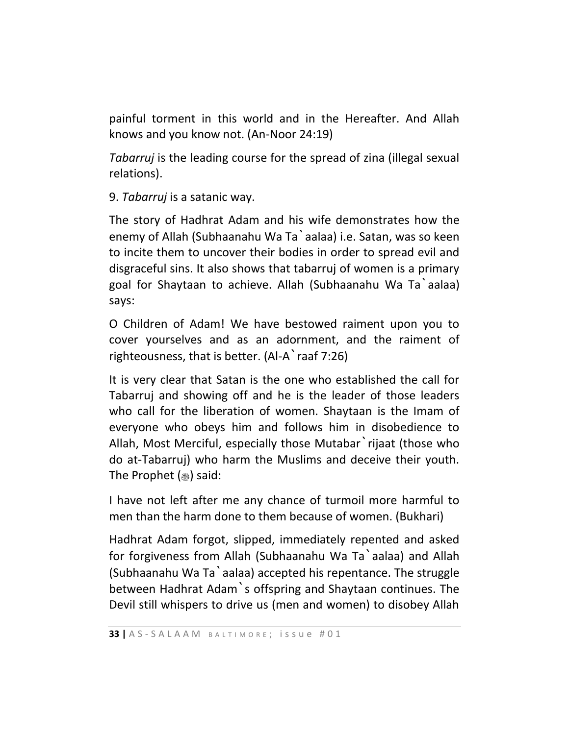painful torment in this world and in the Hereafter. And Allah knows and you know not. (An-Noor 24:19)

*Tabarruj* is the leading course for the spread of zina (illegal sexual relations).

9. *Tabarruj* is a satanic way.

The story of Hadhrat Adam and his wife demonstrates how the enemy of Allah (Subhaanahu Wa Ta`aalaa) i.e. Satan, was so keen to incite them to uncover their bodies in order to spread evil and disgraceful sins. It also shows that tabarruj of women is a primary goal for Shaytaan to achieve. Allah (Subhaanahu Wa Ta`aalaa) says:

O Children of Adam! We have bestowed raiment upon you to cover yourselves and as an adornment, and the raiment of righteousness, that is better. (Al-A`raaf 7:26)

It is very clear that Satan is the one who established the call for Tabarruj and showing off and he is the leader of those leaders who call for the liberation of women. Shaytaan is the Imam of everyone who obeys him and follows him in disobedience to Allah, Most Merciful, especially those Mutabar`rijaat (those who do at-Tabarruj) who harm the Muslims and deceive their youth. The Prophet (ﷺ) said:

I have not left after me any chance of turmoil more harmful to men than the harm done to them because of women. (Bukhari)

Hadhrat Adam forgot, slipped, immediately repented and asked for forgiveness from Allah (Subhaanahu Wa Ta`aalaa) and Allah (Subhaanahu Wa Ta`aalaa) accepted his repentance. The struggle between Hadhrat Adam`s offspring and Shaytaan continues. The Devil still whispers to drive us (men and women) to disobey Allah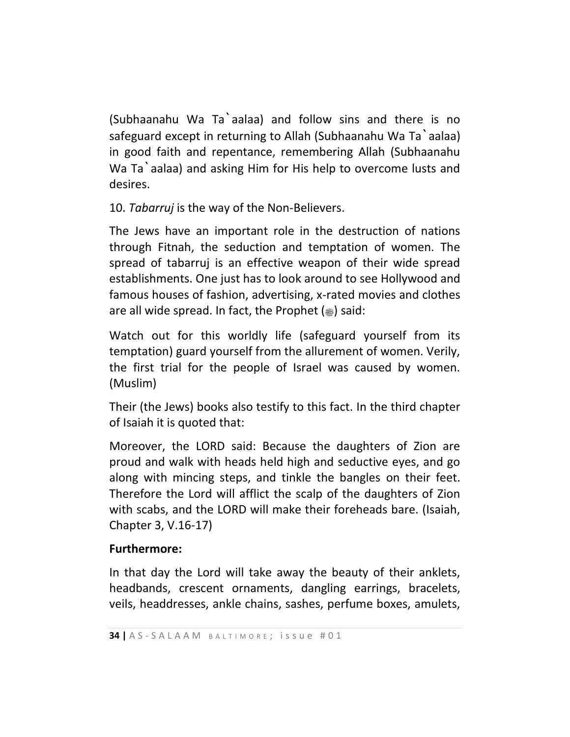(Subhaanahu Wa Ta`aalaa) and follow sins and there is no safeguard except in returning to Allah (Subhaanahu Wa Ta`aalaa) in good faith and repentance, remembering Allah (Subhaanahu Wa Ta`aalaa) and asking Him for His help to overcome lusts and desires.

10. *Tabarruj* is the way of the Non-Believers.

The Jews have an important role in the destruction of nations through Fitnah, the seduction and temptation of women. The spread of tabarruj is an effective weapon of their wide spread establishments. One just has to look around to see Hollywood and famous houses of fashion, advertising, x-rated movies and clothes are all wide spread. In fact, the Prophet (ﷺ) said:

Watch out for this worldly life (safeguard yourself from its temptation) guard yourself from the allurement of women. Verily, the first trial for the people of Israel was caused by women. (Muslim)

Their (the Jews) books also testify to this fact. In the third chapter of Isaiah it is quoted that:

Moreover, the LORD said: Because the daughters of Zion are proud and walk with heads held high and seductive eyes, and go along with mincing steps, and tinkle the bangles on their feet. Therefore the Lord will afflict the scalp of the daughters of Zion with scabs, and the LORD will make their foreheads bare. (Isaiah, Chapter 3, V.16-17)

**Furthermore:**

In that day the Lord will take away the beauty of their anklets, headbands, crescent ornaments, dangling earrings, bracelets, veils, headdresses, ankle chains, sashes, perfume boxes, amulets,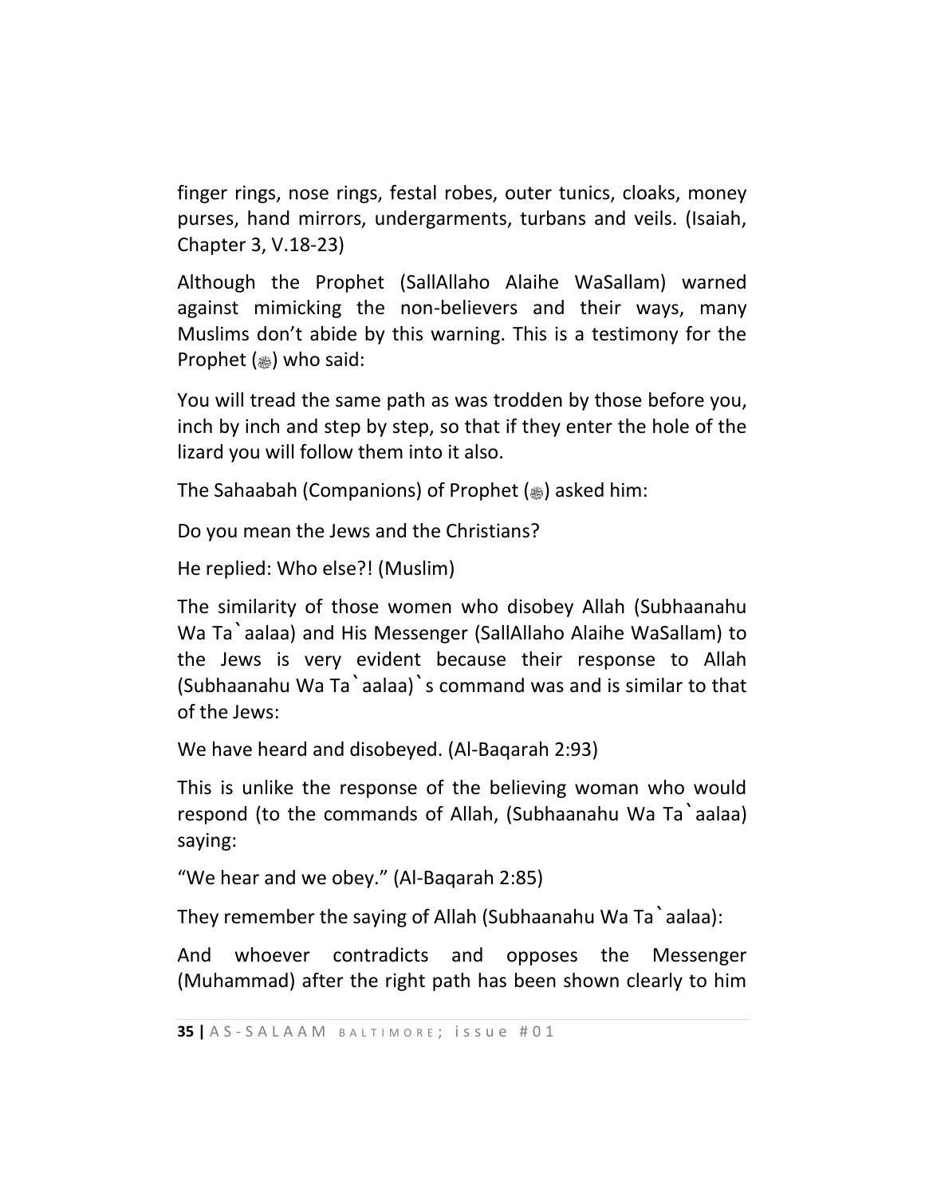finger rings, nose rings, festal robes, outer tunics, cloaks, money purses, hand mirrors, undergarments, turbans and veils. (Isaiah, Chapter 3, V.18-23)

Although the Prophet (SallAllaho Alaihe WaSallam) warned against mimicking the non-believers and their ways, many Muslims don't abide by this warning. This is a testimony for the Prophet (ﷺ) who said:

You will tread the same path as was trodden by those before you, inch by inch and step by step, so that if they enter the hole of the lizard you will follow them into it also.

The Sahaabah (Companions) of Prophet (ﷺ) asked him:

Do you mean the Jews and the Christians?

He replied: Who else?! (Muslim)

The similarity of those women who disobey Allah (Subhaanahu Wa Ta`aalaa) and His Messenger (SallAllaho Alaihe WaSallam) to the Jews is very evident because their response to Allah (Subhaanahu Wa Ta`aalaa)`s command was and is similar to that of the Jews:

We have heard and disobeyed. (Al-Baqarah 2:93)

This is unlike the response of the believing woman who would respond (to the commands of Allah, (Subhaanahu Wa Ta`aalaa) saying:

"We hear and we obey." (Al-Baqarah 2:85)

They remember the saying of Allah (Subhaanahu Wa Ta`aalaa):

And whoever contradicts and opposes the Messenger (Muhammad) after the right path has been shown clearly to him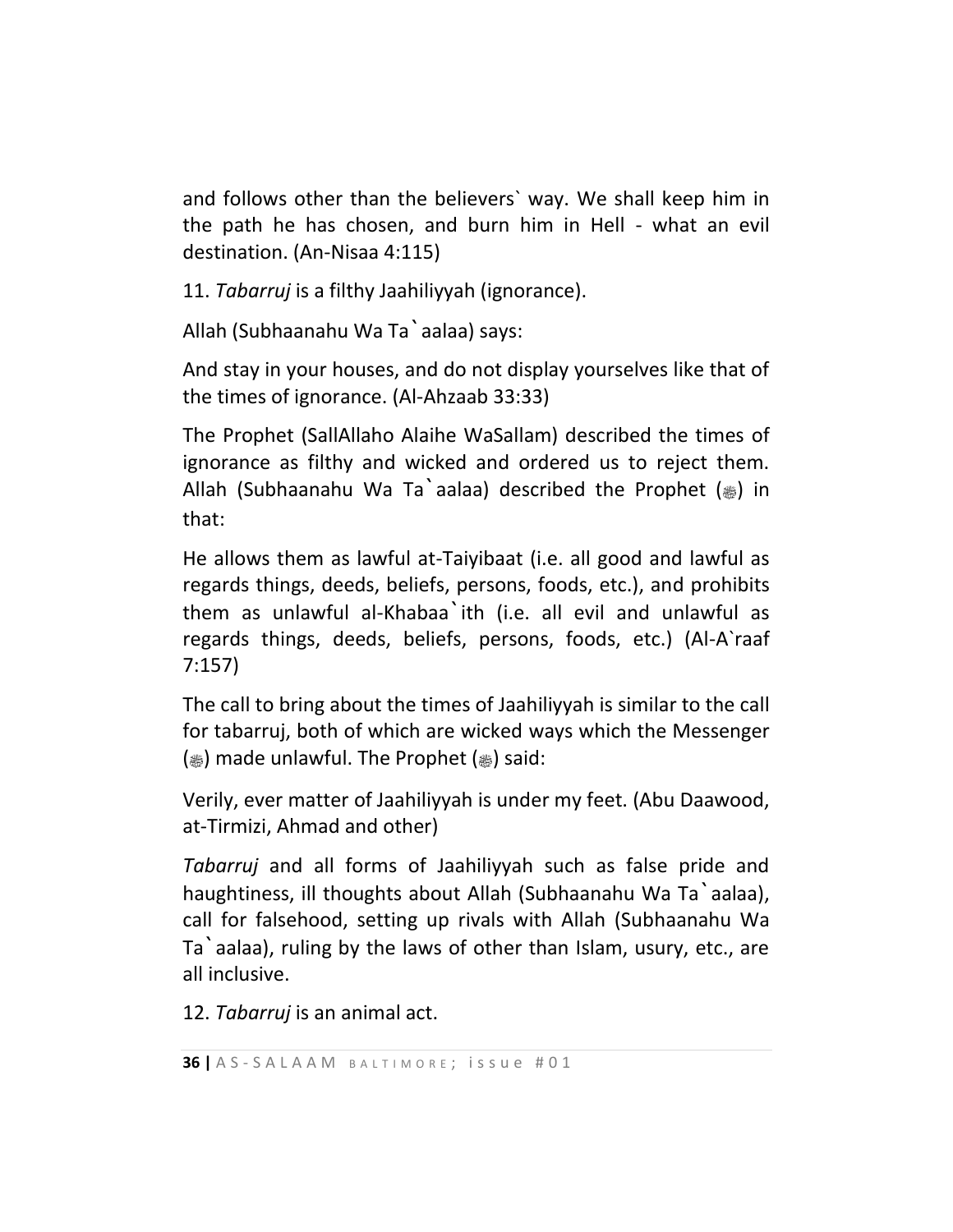and follows other than the believers` way. We shall keep him in the path he has chosen, and burn him in Hell - what an evil destination. (An-Nisaa 4:115)

11. *Tabarruj* is a filthy Jaahiliyyah (ignorance).

Allah (Subhaanahu Wa Ta`aalaa) says:

And stay in your houses, and do not display yourselves like that of the times of ignorance. (Al-Ahzaab 33:33)

The Prophet (SallAllaho Alaihe WaSallam) described the times of ignorance as filthy and wicked and ordered us to reject them. Allah (Subhaanahu Wa Ta`aalaa) described the Prophet (ﷺ) in that:

He allows them as lawful at-Taiyibaat (i.e. all good and lawful as regards things, deeds, beliefs, persons, foods, etc.), and prohibits them as unlawful al-Khabaa`ith (i.e. all evil and unlawful as regards things, deeds, beliefs, persons, foods, etc.) (Al-A`raaf 7:157)

The call to bring about the times of Jaahiliyyah is similar to the call for tabarruj, both of which are wicked ways which the Messenger (ﷺ) made unlawful. The Prophet (ﷺ) said:

Verily, ever matter of Jaahiliyyah is under my feet. (Abu Daawood, at-Tirmizi, Ahmad and other)

*Tabarruj* and all forms of Jaahiliyyah such as false pride and haughtiness, ill thoughts about Allah (Subhaanahu Wa Ta`aalaa), call for falsehood, setting up rivals with Allah (Subhaanahu Wa Ta`aalaa), ruling by the laws of other than Islam, usury, etc., are all inclusive.

12. *Tabarruj* is an animal act.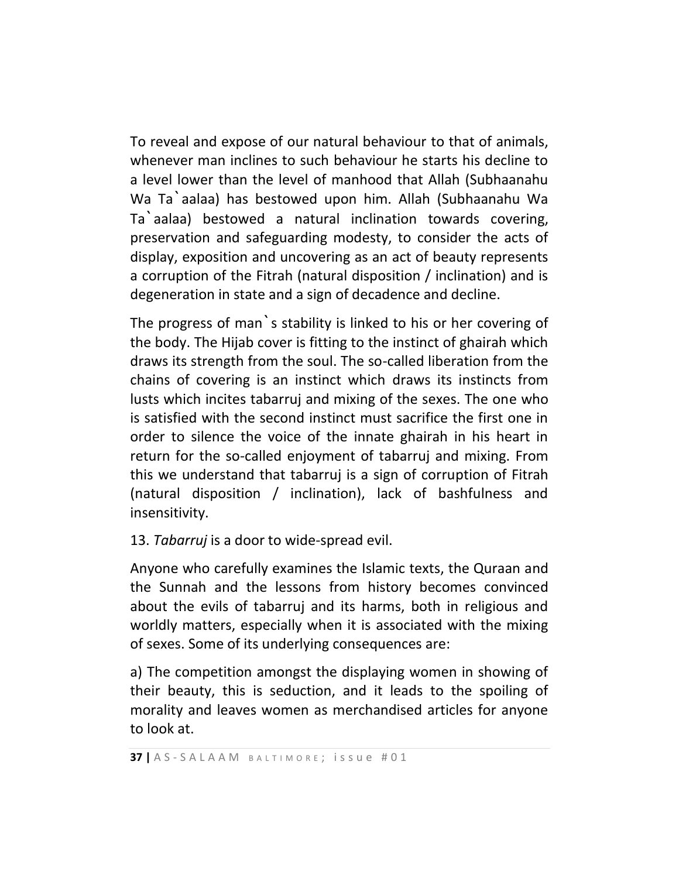To reveal and expose of our natural behaviour to that of animals, whenever man inclines to such behaviour he starts his decline to a level lower than the level of manhood that Allah (Subhaanahu Wa Ta`aalaa) has bestowed upon him. Allah (Subhaanahu Wa Ta`aalaa) bestowed a natural inclination towards covering, preservation and safeguarding modesty, to consider the acts of display, exposition and uncovering as an act of beauty represents a corruption of the Fitrah (natural disposition / inclination) and is degeneration in state and a sign of decadence and decline.

The progress of man`s stability is linked to his or her covering of the body. The Hijab cover is fitting to the instinct of ghairah which draws its strength from the soul. The so-called liberation from the chains of covering is an instinct which draws its instincts from lusts which incites tabarruj and mixing of the sexes. The one who is satisfied with the second instinct must sacrifice the first one in order to silence the voice of the innate ghairah in his heart in return for the so-called enjoyment of tabarruj and mixing. From this we understand that tabarruj is a sign of corruption of Fitrah (natural disposition / inclination), lack of bashfulness and insensitivity.

13. *Tabarruj* is a door to wide-spread evil.

Anyone who carefully examines the Islamic texts, the Quraan and the Sunnah and the lessons from history becomes convinced about the evils of tabarruj and its harms, both in religious and worldly matters, especially when it is associated with the mixing of sexes. Some of its underlying consequences are:

a) The competition amongst the displaying women in showing of their beauty, this is seduction, and it leads to the spoiling of morality and leaves women as merchandised articles for anyone to look at.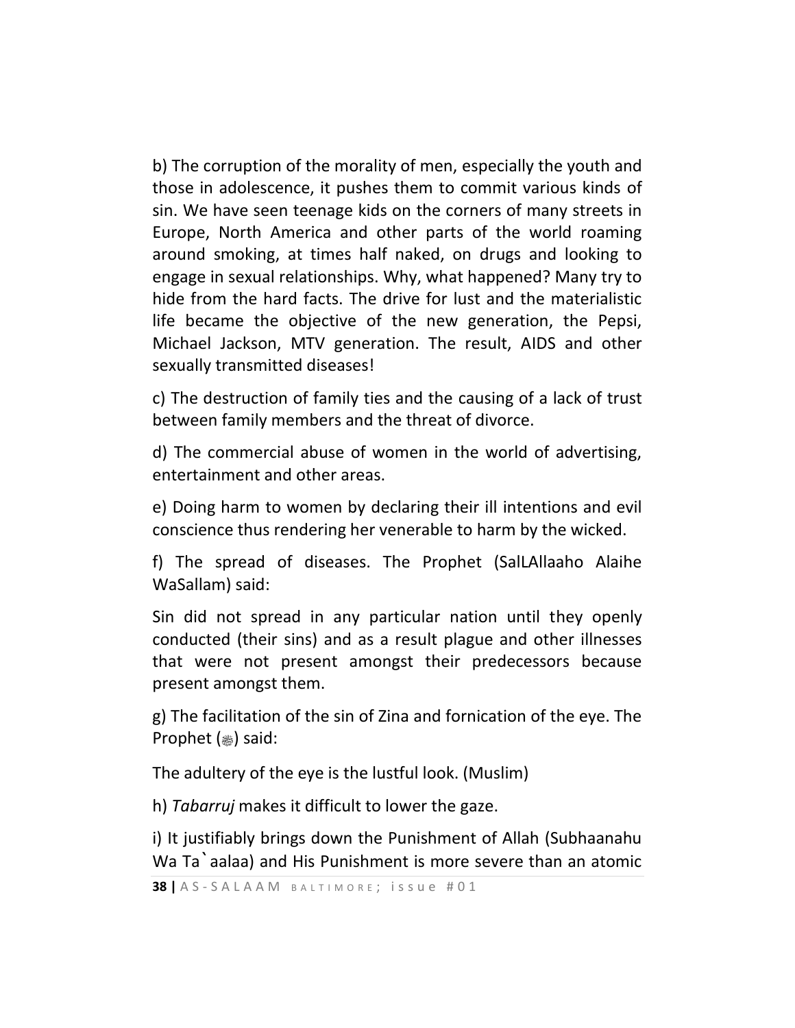b) The corruption of the morality of men, especially the youth and those in adolescence, it pushes them to commit various kinds of sin. We have seen teenage kids on the corners of many streets in Europe, North America and other parts of the world roaming around smoking, at times half naked, on drugs and looking to engage in sexual relationships. Why, what happened? Many try to hide from the hard facts. The drive for lust and the materialistic life became the objective of the new generation, the Pepsi, Michael Jackson, MTV generation. The result, AIDS and other sexually transmitted diseases!

c) The destruction of family ties and the causing of a lack of trust between family members and the threat of divorce.

d) The commercial abuse of women in the world of advertising, entertainment and other areas.

e) Doing harm to women by declaring their ill intentions and evil conscience thus rendering her venerable to harm by the wicked.

f) The spread of diseases. The Prophet (SalLAllaaho Alaihe WaSallam) said:

Sin did not spread in any particular nation until they openly conducted (their sins) and as a result plague and other illnesses that were not present amongst their predecessors because present amongst them.

g) The facilitation of the sin of Zina and fornication of the eye. The Prophet (ﷺ) said:

The adultery of the eye is the lustful look. (Muslim)

h) *Tabarruj* makes it difficult to lower the gaze.

i) It justifiably brings down the Punishment of Allah (Subhaanahu Wa Ta`aalaa) and His Punishment is more severe than an atomic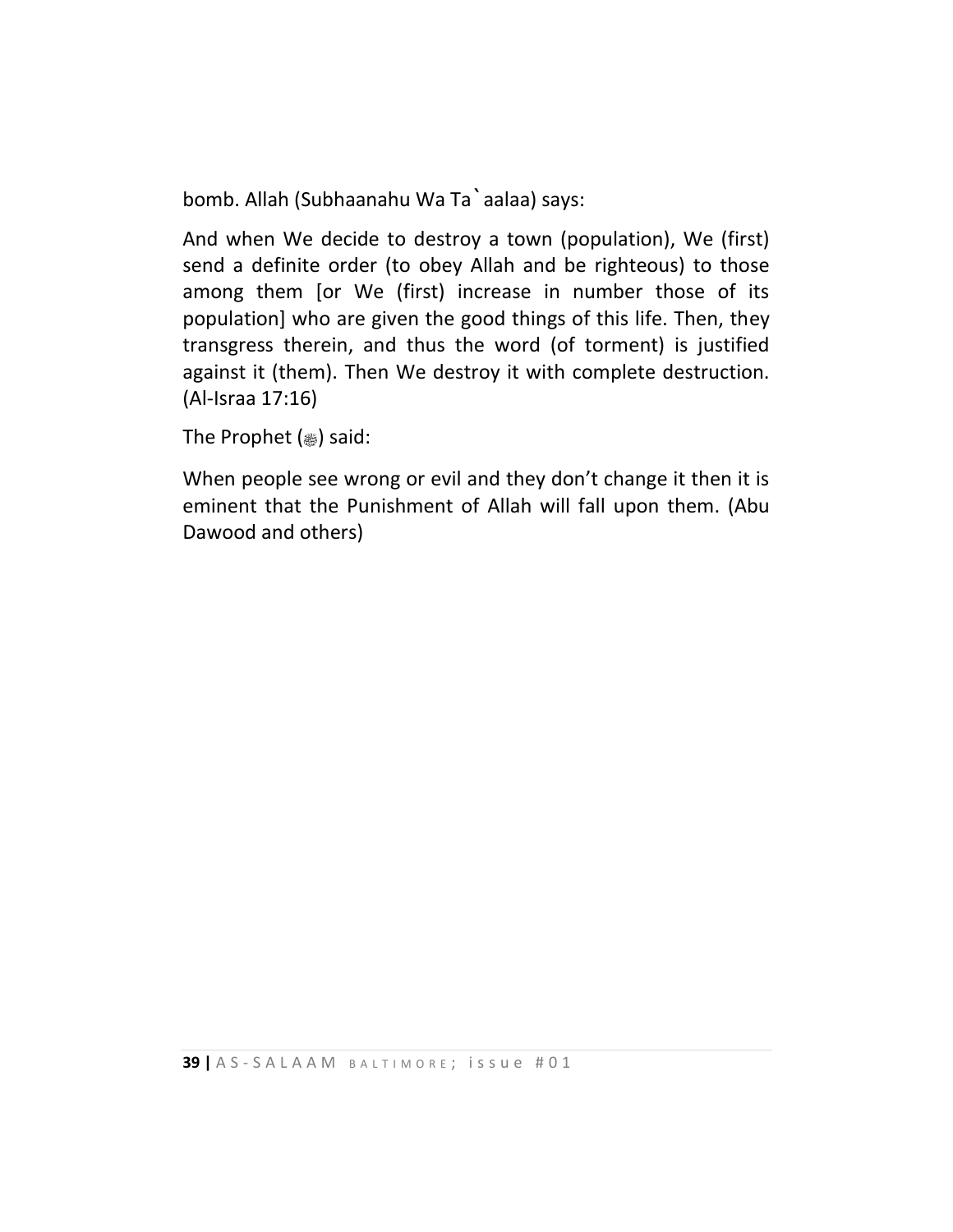bomb. Allah (Subhaanahu Wa Ta`aalaa) says:

And when We decide to destroy a town (population), We (first) send a definite order (to obey Allah and be righteous) to those among them [or We (first) increase in number those of its population] who are given the good things of this life. Then, they transgress therein, and thus the word (of torment) is justified against it (them). Then We destroy it with complete destruction. (Al-Israa 17:16)

The Prophet (ﷺ) said:

When people see wrong or evil and they don't change it then it is eminent that the Punishment of Allah will fall upon them. (Abu Dawood and others)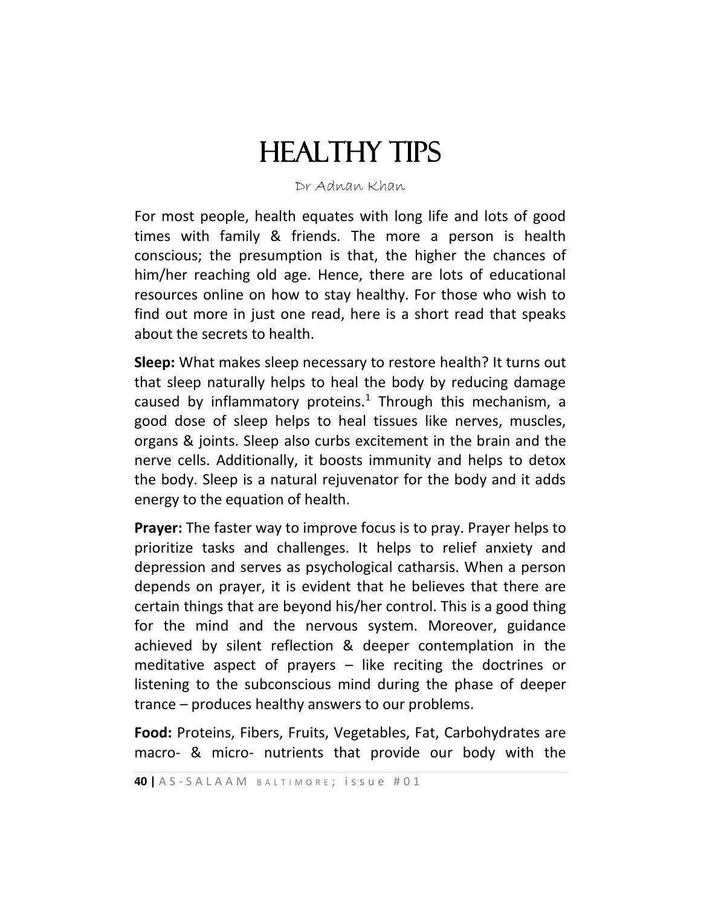# HEALTHY TIPS

Dr Adnan Khan

For most people, health equates with long life and lots of good times with family & friends. The more a person is health conscious; the presumption is that, the higher the chances of him/her reaching old age. Hence, there are lots of educational resources online on how to stay healthy. For those who wish to find out more in just one read, here is a short read that speaks about the secrets to health.

**Sleep:** What makes sleep necessary to restore health? It turns out that sleep naturally helps to heal the body by reducing damage caused by inflammatory proteins.[1] Through this mechanism, a good dose of sleep helps to heal tissues like nerves, muscles, organs & joints. Sleep also curbs excitement in the brain and the nerve cells. Additionally, it boosts immunity and helps to detox the body. Sleep is a natural rejuvenator for the body and it adds energy to the equation of health.

**Prayer:** The faster way to improve focus is to pray. Prayer helps to prioritize tasks and challenges. It helps to relief anxiety and depression and serves as psychological catharsis. When a person depends on prayer, it is evident that he believes that there are certain things that are beyond his/her control. This is a good thing for the mind and the nervous system. Moreover, guidance achieved by silent reflection & deeper contemplation in the meditative aspect of prayers – like reciting the doctrines or listening to the subconscious mind during the phase of deeper trance – produces healthy answers to our problems.

**Food:** Proteins, Fibers, Fruits, Vegetables, Fat, Carbohydrates are macro- & micro- nutrients that provide our body with the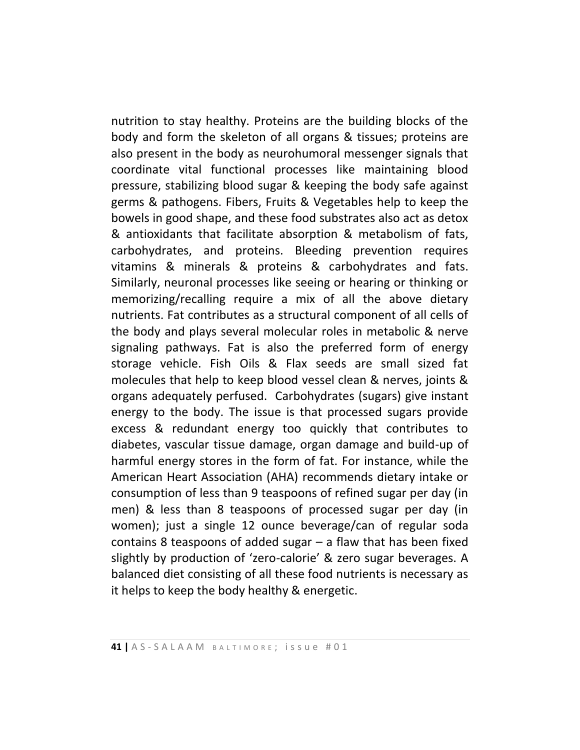nutrition to stay healthy. Proteins are the building blocks of the body and form the skeleton of all organs & tissues; proteins are also present in the body as neurohumoral messenger signals that coordinate vital functional processes like maintaining blood pressure, stabilizing blood sugar & keeping the body safe against germs & pathogens. Fibers, Fruits & Vegetables help to keep the bowels in good shape, and these food substrates also act as detox & antioxidants that facilitate absorption & metabolism of fats, carbohydrates, and proteins. Bleeding prevention requires vitamins & minerals & proteins & carbohydrates and fats. Similarly, neuronal processes like seeing or hearing or thinking or memorizing/recalling require a mix of all the above dietary nutrients. Fat contributes as a structural component of all cells of the body and plays several molecular roles in metabolic & nerve signaling pathways. Fat is also the preferred form of energy storage vehicle. Fish Oils & Flax seeds are small sized fat molecules that help to keep blood vessel clean & nerves, joints & organs adequately perfused. Carbohydrates (sugars) give instant energy to the body. The issue is that processed sugars provide excess & redundant energy too quickly that contributes to diabetes, vascular tissue damage, organ damage and build-up of harmful energy stores in the form of fat. For instance, while the American Heart Association (AHA) recommends dietary intake or consumption of less than 9 teaspoons of refined sugar per day (in men) & less than 8 teaspoons of processed sugar per day (in women); just a single 12 ounce beverage/can of regular soda contains 8 teaspoons of added sugar – a flaw that has been fixed slightly by production of 'zero-calorie' & zero sugar beverages. A balanced diet consisting of all these food nutrients is necessary as it helps to keep the body healthy & energetic.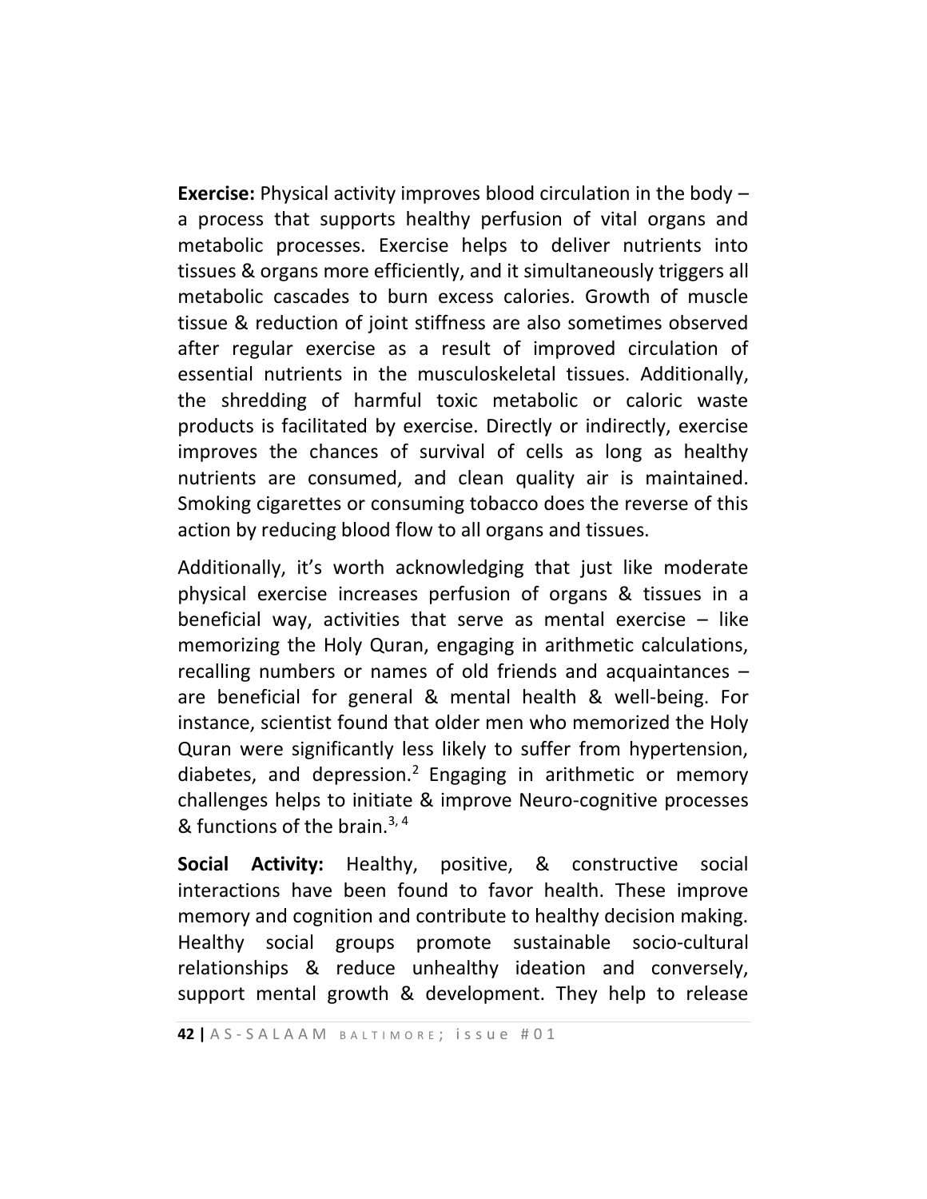**Exercise:** Physical activity improves blood circulation in the body – a process that supports healthy perfusion of vital organs and metabolic processes. Exercise helps to deliver nutrients into tissues & organs more efficiently, and it simultaneously triggers all metabolic cascades to burn excess calories. Growth of muscle tissue & reduction of joint stiffness are also sometimes observed after regular exercise as a result of improved circulation of essential nutrients in the musculoskeletal tissues. Additionally, the shredding of harmful toxic metabolic or caloric waste products is facilitated by exercise. Directly or indirectly, exercise improves the chances of survival of cells as long as healthy nutrients are consumed, and clean quality air is maintained. Smoking cigarettes or consuming tobacco does the reverse of this action by reducing blood flow to all organs and tissues.

Additionally, it's worth acknowledging that just like moderate physical exercise increases perfusion of organs & tissues in a beneficial way, activities that serve as mental exercise – like memorizing the Holy Quran, engaging in arithmetic calculations, recalling numbers or names of old friends and acquaintances – are beneficial for general & mental health & well-being. For instance, scientist found that older men who memorized the Holy Quran were significantly less likely to suffer from hypertension, diabetes, and depression.[2] Engaging in arithmetic or memory challenges helps to initiate & improve Neuro-cognitive processes & functions of the brain.[3, 4]

**Social Activity:** Healthy, positive, & constructive social interactions have been found to favor health. These improve memory and cognition and contribute to healthy decision making. Healthy social groups promote sustainable socio-cultural relationships & reduce unhealthy ideation and conversely, support mental growth & development. They help to release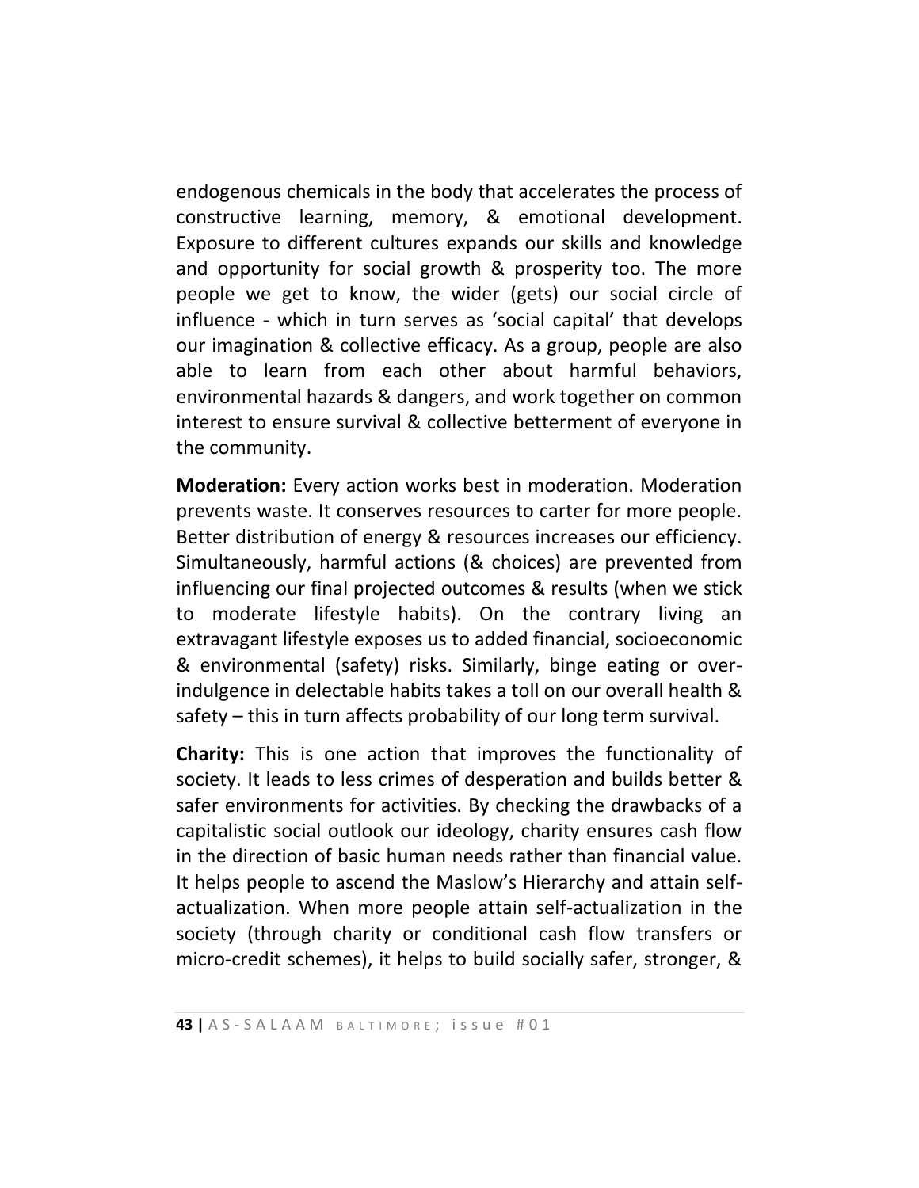endogenous chemicals in the body that accelerates the process of constructive learning, memory, & emotional development. Exposure to different cultures expands our skills and knowledge and opportunity for social growth & prosperity too. The more people we get to know, the wider (gets) our social circle of influence - which in turn serves as 'social capital' that develops our imagination & collective efficacy. As a group, people are also able to learn from each other about harmful behaviors, environmental hazards & dangers, and work together on common interest to ensure survival & collective betterment of everyone in the community.

**Moderation:** Every action works best in moderation. Moderation prevents waste. It conserves resources to carter for more people. Better distribution of energy & resources increases our efficiency. Simultaneously, harmful actions (& choices) are prevented from influencing our final projected outcomes & results (when we stick to moderate lifestyle habits). On the contrary living an extravagant lifestyle exposes us to added financial, socioeconomic & environmental (safety) risks. Similarly, binge eating or over-indulgence in delectable habits takes a toll on our overall health & safety – this in turn affects probability of our long term survival.

**Charity:** This is one action that improves the functionality of society. It leads to less crimes of desperation and builds better & safer environments for activities. By checking the drawbacks of a capitalistic social outlook our ideology, charity ensures cash flow in the direction of basic human needs rather than financial value. It helps people to ascend the Maslow's Hierarchy and attain self-actualization. When more people attain self-actualization in the society (through charity or conditional cash flow transfers or micro-credit schemes), it helps to build socially safer, stronger, &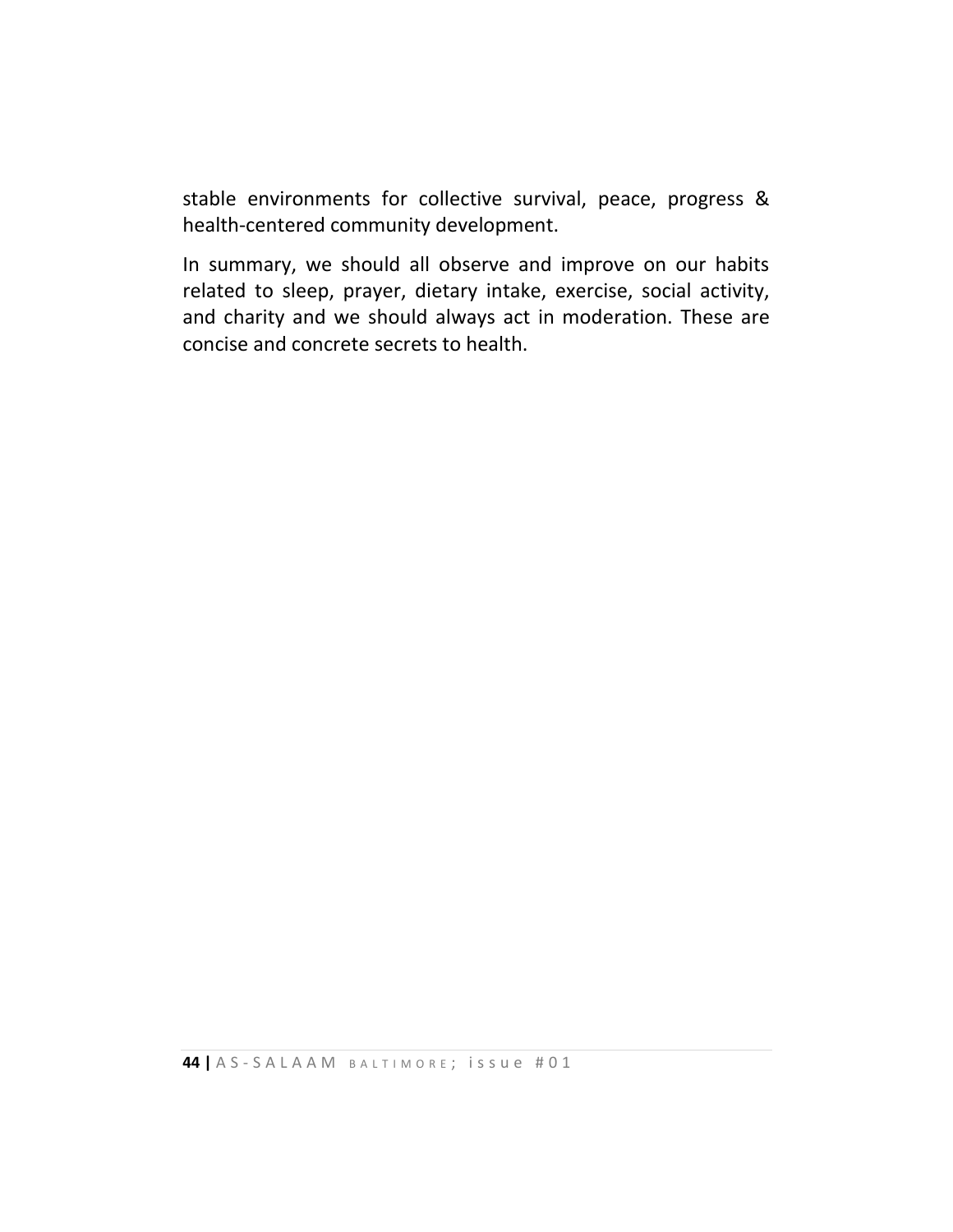stable environments for collective survival, peace, progress & health-centered community development.

In summary, we should all observe and improve on our habits related to sleep, prayer, dietary intake, exercise, social activity, and charity and we should always act in moderation. These are concise and concrete secrets to health.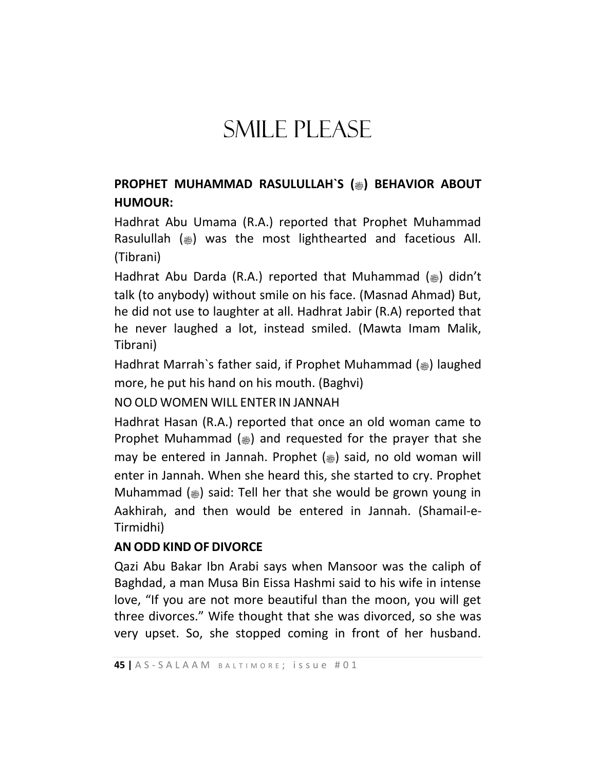# SMILE PLEASE

**PROPHET MUHAMMAD RASULULLAH`S (ﷺ) BEHAVIOR ABOUT HUMOUR:**

Hadhrat Abu Umama (R.A.) reported that Prophet Muhammad Rasulullah (ﷺ) was the most lighthearted and facetious All. (Tibrani)

Hadhrat Abu Darda (R.A.) reported that Muhammad (ﷺ) didn't talk (to anybody) without smile on his face. (Masnad Ahmad) But, he did not use to laughter at all. Hadhrat Jabir (R.A) reported that he never laughed a lot, instead smiled. (Mawta Imam Malik, Tibrani)

Hadhrat Marrah`s father said, if Prophet Muhammad (ﷺ) laughed more, he put his hand on his mouth. (Baghvi)

NO OLD WOMEN WILL ENTER IN JANNAH

Hadhrat Hasan (R.A.) reported that once an old woman came to Prophet Muhammad (ﷺ) and requested for the prayer that she may be entered in Jannah. Prophet (ﷺ) said, no old woman will enter in Jannah. When she heard this, she started to cry. Prophet Muhammad (ﷺ) said: Tell her that she would be grown young in Aakhirah, and then would be entered in Jannah. (Shamail-e-Tirmidhi)

**AN ODD KIND OF DIVORCE**

Qazi Abu Bakar Ibn Arabi says when Mansoor was the caliph of Baghdad, a man Musa Bin Eissa Hashmi said to his wife in intense love, "If you are not more beautiful than the moon, you will get three divorces." Wife thought that she was divorced, so she was very upset. So, she stopped coming in front of her husband.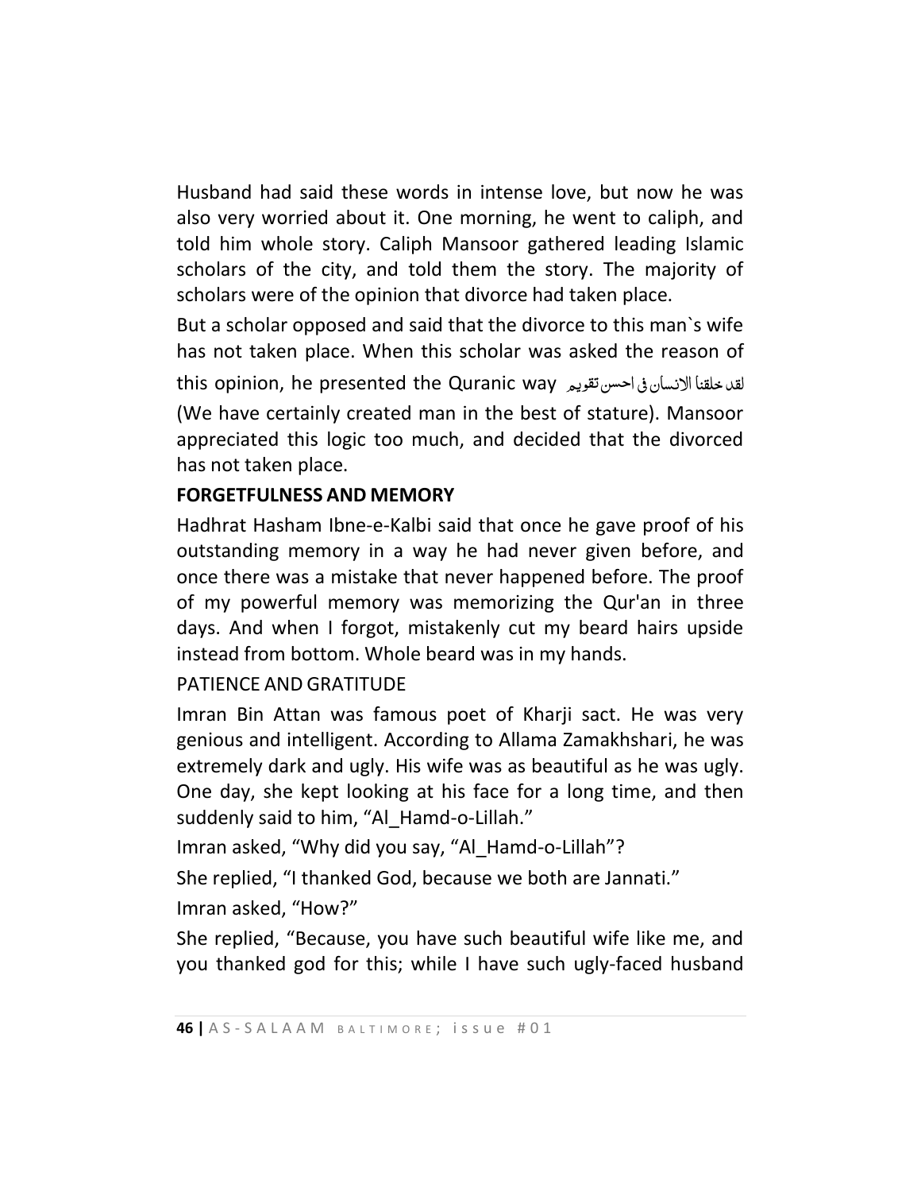Husband had said these words in intense love, but now he was also very worried about it. One morning, he went to caliph, and told him whole story. Caliph Mansoor gathered leading Islamic scholars of the city, and told them the story. The majority of scholars were of the opinion that divorce had taken place.

But a scholar opposed and said that the divorce to this man`s wife has not taken place. When this scholar was asked the reason of this opinion, he presented the Quranic way لقد خلقنا الانسان فی احسن تقویم (We have certainly created man in the best of stature). Mansoor appreciated this logic too much, and decided that the divorced has not taken place.

**FORGETFULNESS AND MEMORY**

Hadhrat Hasham Ibne-e-Kalbi said that once he gave proof of his outstanding memory in a way he had never given before, and once there was a mistake that never happened before. The proof of my powerful memory was memorizing the Qur'an in three days. And when I forgot, mistakenly cut my beard hairs upside instead from bottom. Whole beard was in my hands.

PATIENCE AND GRATITUDE

Imran Bin Attan was famous poet of Kharji sact. He was very genious and intelligent. According to Allama Zamakhshari, he was extremely dark and ugly. His wife was as beautiful as he was ugly. One day, she kept looking at his face for a long time, and then suddenly said to him, "Al_Hamd-o-Lillah."

Imran asked, "Why did you say, "Al_Hamd-o-Lillah"?

She replied, "I thanked God, because we both are Jannati."

Imran asked, "How?"

She replied, "Because, you have such beautiful wife like me, and you thanked god for this; while I have such ugly-faced husband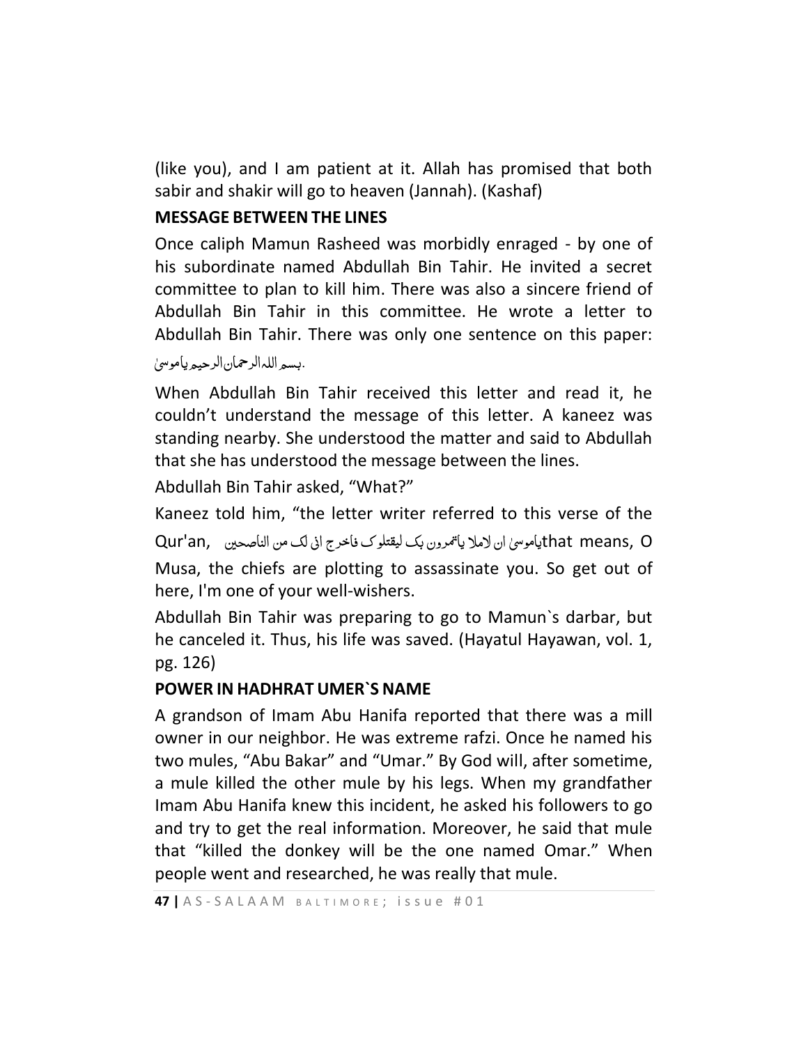(like you), and I am patient at it. Allah has promised that both sabir and shakir will go to heaven (Jannah). (Kashaf)

**MESSAGE BETWEEN THE LINES**

Once caliph Mamun Rasheed was morbidly enraged - by one of his subordinate named Abdullah Bin Tahir. He invited a secret committee to plan to kill him. There was also a sincere friend of Abdullah Bin Tahir in this committee. He wrote a letter to Abdullah Bin Tahir. There was only one sentence on this paper: بسم اللہ الرحمان الرحیم یاموسیٰ.

When Abdullah Bin Tahir received this letter and read it, he couldn't understand the message of this letter. A kaneez was standing nearby. She understood the matter and said to Abdullah that she has understood the message between the lines.

Abdullah Bin Tahir asked, "What?"

Kaneez told him, "the letter writer referred to this verse of the Qur'an, یاموسیٰ ان لاملا یاتمرون بک لیقتلوک فاخرج انی لک من الناصحین that means, O Musa, the chiefs are plotting to assassinate you. So get out of here, I'm one of your well-wishers.

Abdullah Bin Tahir was preparing to go to Mamun`s darbar, but he canceled it. Thus, his life was saved. (Hayatul Hayawan, vol. 1, pg. 126)

**POWER IN HADHRAT UMER`S NAME**

A grandson of Imam Abu Hanifa reported that there was a mill owner in our neighbor. He was extreme rafzi. Once he named his two mules, "Abu Bakar" and "Umar." By God will, after sometime, a mule killed the other mule by his legs. When my grandfather Imam Abu Hanifa knew this incident, he asked his followers to go and try to get the real information. Moreover, he said that mule that "killed the donkey will be the one named Omar." When people went and researched, he was really that mule.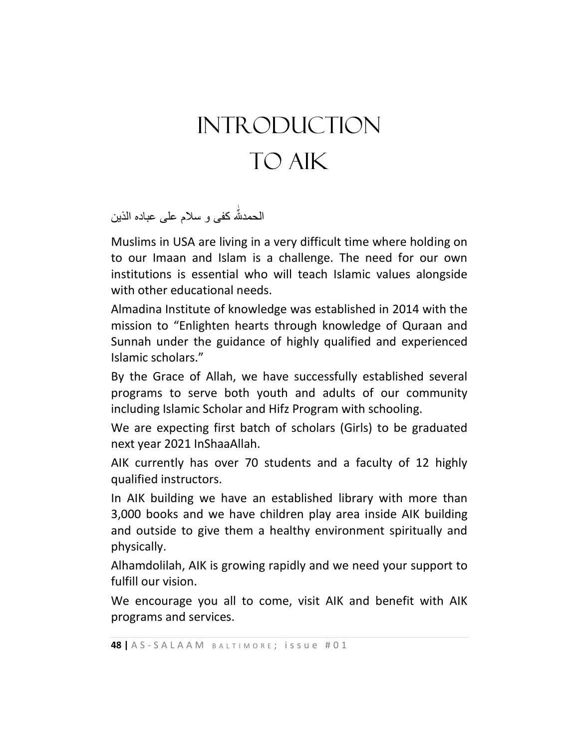# INTRODUCTION TO AIK

الحمدلله كفى و سلام على عباده الذين

Muslims in USA are living in a very difficult time where holding on to our Imaan and Islam is a challenge. The need for our own institutions is essential who will teach Islamic values alongside with other educational needs.

Almadina Institute of knowledge was established in 2014 with the mission to "Enlighten hearts through knowledge of Quraan and Sunnah under the guidance of highly qualified and experienced Islamic scholars."

By the Grace of Allah, we have successfully established several programs to serve both youth and adults of our community including Islamic Scholar and Hifz Program with schooling.

We are expecting first batch of scholars (Girls) to be graduated next year 2021 InShaaAllah.

AIK currently has over 70 students and a faculty of 12 highly qualified instructors.

In AIK building we have an established library with more than 3,000 books and we have children play area inside AIK building and outside to give them a healthy environment spiritually and physically.

Alhamdolilah, AIK is growing rapidly and we need your support to fulfill our vision.

We encourage you all to come, visit AIK and benefit with AIK programs and services.